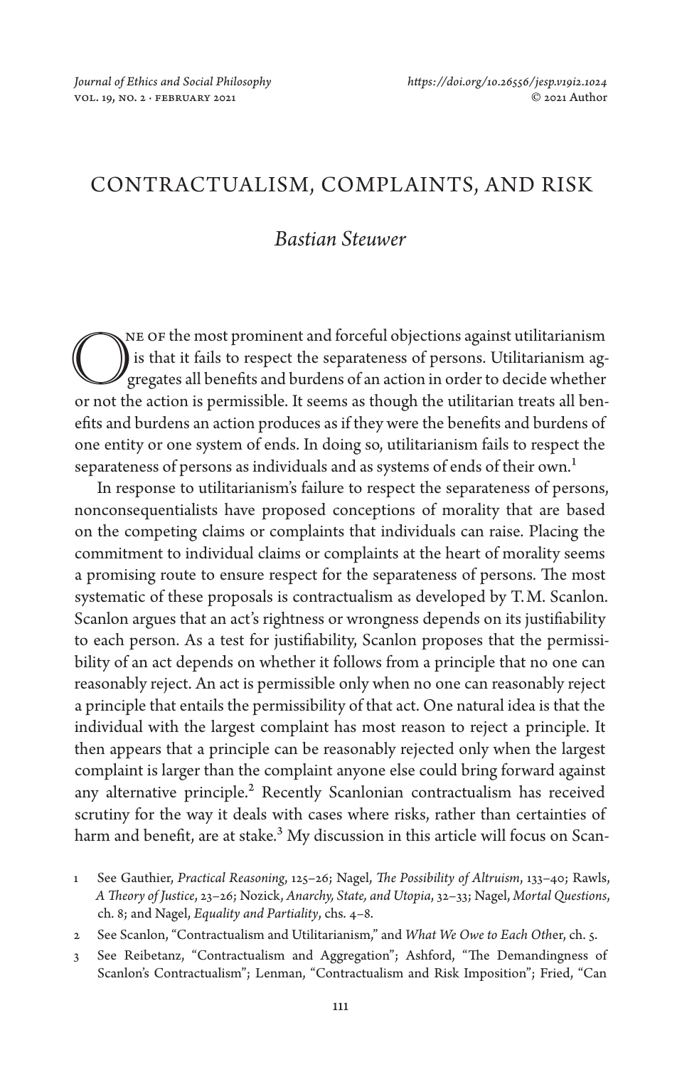# CONTRACTUALISM, COMPLAINTS, AND RISK

## *Bastian Steuwer*

One of the most prominent and forceful objections against utilitarianism is that it fails to respect the separateness of persons. Utilitarianism aggregates all benefits and burdens of an action in order to decide whether or not the action is permissible. It seems as though the utilitarian treats all benefits and burdens an action produces as if they were the benefits and burdens of one entity or one system of ends. In doing so, utilitarianism fails to respect the separateness of persons as individuals and as systems of ends of their own.[1]

In response to utilitarianism's failure to respect the separateness of persons, nonconsequentialists have proposed conceptions of morality that are based on the competing claims or complaints that individuals can raise. Placing the commitment to individual claims or complaints at the heart of morality seems a promising route to ensure respect for the separateness of persons. The most systematic of these proposals is contractualism as developed by T. M. Scanlon. Scanlon argues that an act's rightness or wrongness depends on its justifiability to each person. As a test for justifiability, Scanlon proposes that the permissibility of an act depends on whether it follows from a principle that no one can reasonably reject. An act is permissible only when no one can reasonably reject a principle that entails the permissibility of that act. One natural idea is that the individual with the largest complaint has most reason to reject a principle. It then appears that a principle can be reasonably rejected only when the largest complaint is larger than the complaint anyone else could bring forward against any alternative principle.[2] Recently Scanlonian contractualism has received scrutiny for the way it deals with cases where risks, rather than certainties of harm and benefit, are at stake.[3] My discussion in this article will focus on Scan-

1 See Gauthier, *Practical Reasoning*, 125–26; Nagel, *The Possibility of Altruism*, 133–40; Rawls, *A Theory of Justice*, 23–26; Nozick, *Anarchy, State, and Utopia*, 32–33; Nagel, *Mortal Questions*, ch. 8; and Nagel, *Equality and Partiality*, chs. 4–8.

2 See Scanlon, "Contractualism and Utilitarianism," and *What We Owe to Each Other*, ch. 5.

3 See Reibetanz, "Contractualism and Aggregation"; Ashford, "The Demandingness of Scanlon's Contractualism"; Lenman, "Contractualism and Risk Imposition"; Fried, "Can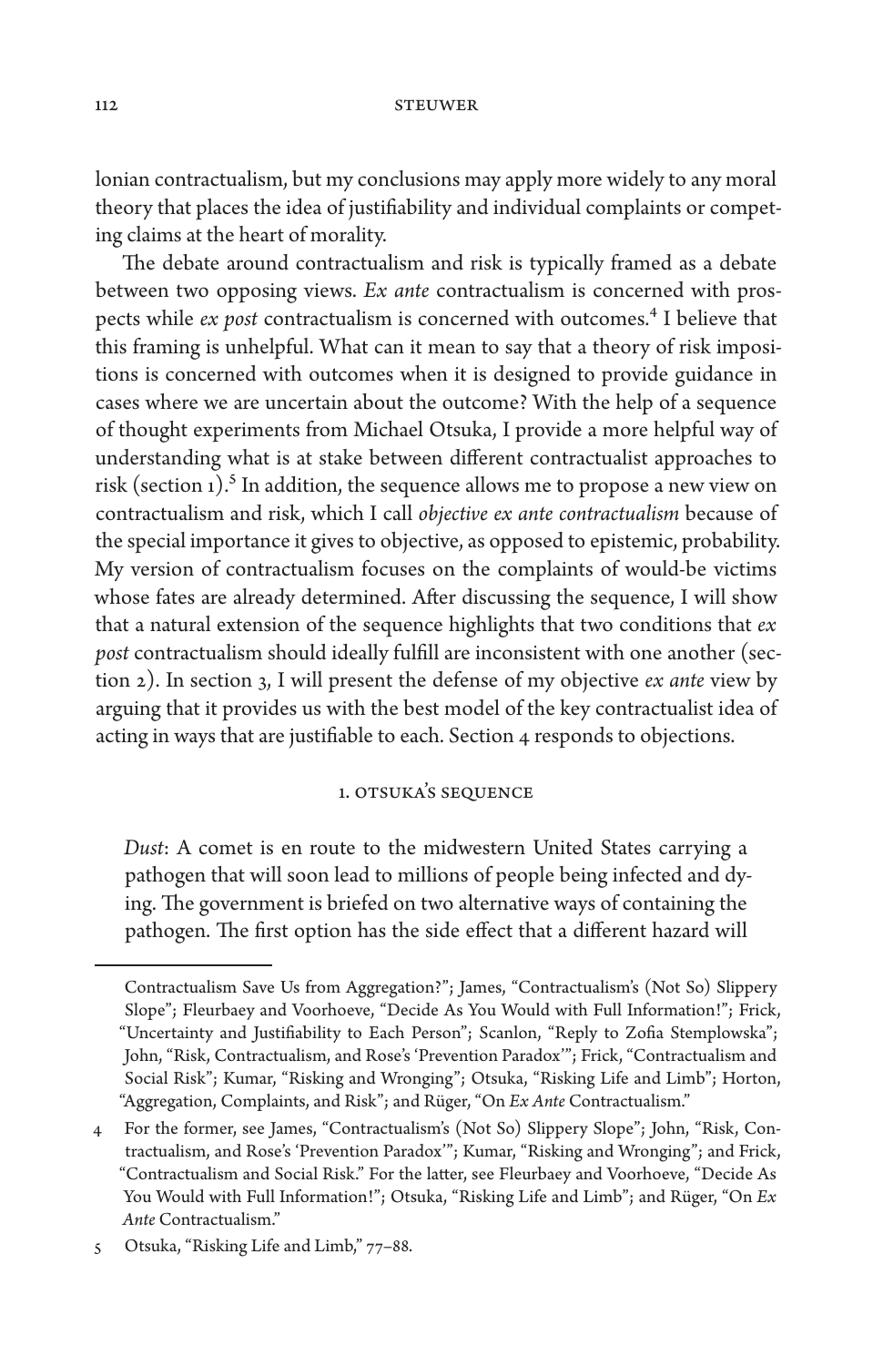lonian contractualism, but my conclusions may apply more widely to any moral theory that places the idea of justifiability and individual complaints or competing claims at the heart of morality.

The debate around contractualism and risk is typically framed as a debate between two opposing views. *Ex ante* contractualism is concerned with prospects while *ex post* contractualism is concerned with outcomes.[4] I believe that this framing is unhelpful. What can it mean to say that a theory of risk impositions is concerned with outcomes when it is designed to provide guidance in cases where we are uncertain about the outcome? With the help of a sequence of thought experiments from Michael Otsuka, I provide a more helpful way of understanding what is at stake between different contractualist approaches to risk (section 1).[5] In addition, the sequence allows me to propose a new view on contractualism and risk, which I call *objective ex ante contractualism* because of the special importance it gives to objective, as opposed to epistemic, probability. My version of contractualism focuses on the complaints of would-be victims whose fates are already determined. After discussing the sequence, I will show that a natural extension of the sequence highlights that two conditions that *ex post* contractualism should ideally fulfill are inconsistent with one another (section 2). In section 3, I will present the defense of my objective *ex ante* view by arguing that it provides us with the best model of the key contractualist idea of acting in ways that are justifiable to each. Section 4 responds to objections.

## 1. Otsuka's Sequence

> *Dust*: A comet is en route to the midwestern United States carrying a pathogen that will soon lead to millions of people being infected and dying. The government is briefed on two alternative ways of containing the pathogen. The first option has the side effect that a different hazard will

---

Contractualism Save Us from Aggregation?"; James, "Contractualism's (Not So) Slippery Slope"; Fleurbaey and Voorhoeve, "Decide As You Would with Full Information!"; Frick, "Uncertainty and Justifiability to Each Person"; Scanlon, "Reply to Zofia Stemplowska"; John, "Risk, Contractualism, and Rose's 'Prevention Paradox'"; Frick, "Contractualism and Social Risk"; Kumar, "Risking and Wronging"; Otsuka, "Risking Life and Limb"; Horton, "Aggregation, Complaints, and Risk"; and Rüger, "On *Ex Ante* Contractualism."

4 For the former, see James, "Contractualism's (Not So) Slippery Slope"; John, "Risk, Contractualism, and Rose's 'Prevention Paradox'"; Kumar, "Risking and Wronging"; and Frick, "Contractualism and Social Risk." For the latter, see Fleurbaey and Voorhoeve, "Decide As You Would with Full Information!"; Otsuka, "Risking Life and Limb"; and Rüger, "On *Ex Ante* Contractualism."

5 Otsuka, "Risking Life and Limb," 77–88.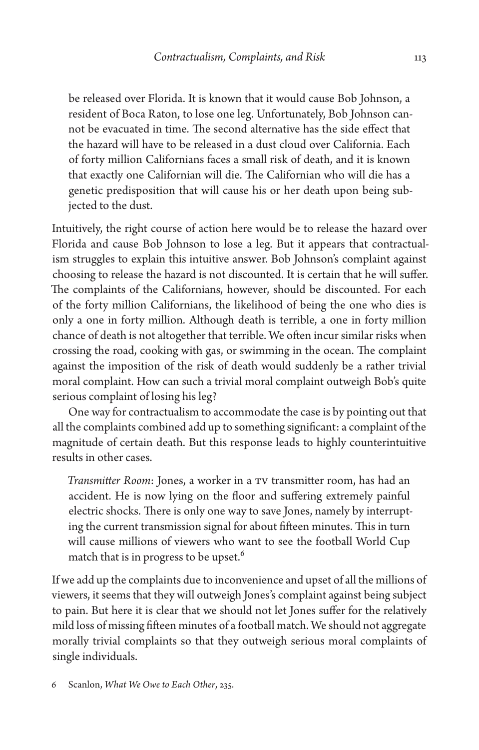be released over Florida. It is known that it would cause Bob Johnson, a resident of Boca Raton, to lose one leg. Unfortunately, Bob Johnson cannot be evacuated in time. The second alternative has the side effect that the hazard will have to be released in a dust cloud over California. Each of forty million Californians faces a small risk of death, and it is known that exactly one Californian will die. The Californian who will die has a genetic predisposition that will cause his or her death upon being subjected to the dust.

Intuitively, the right course of action here would be to release the hazard over Florida and cause Bob Johnson to lose a leg. But it appears that contractualism struggles to explain this intuitive answer. Bob Johnson's complaint against choosing to release the hazard is not discounted. It is certain that he will suffer. The complaints of the Californians, however, should be discounted. For each of the forty million Californians, the likelihood of being the one who dies is only a one in forty million. Although death is terrible, a one in forty million chance of death is not altogether that terrible. We often incur similar risks when crossing the road, cooking with gas, or swimming in the ocean. The complaint against the imposition of the risk of death would suddenly be a rather trivial moral complaint. How can such a trivial moral complaint outweigh Bob's quite serious complaint of losing his leg?

One way for contractualism to accommodate the case is by pointing out that all the complaints combined add up to something significant: a complaint of the magnitude of certain death. But this response leads to highly counterintuitive results in other cases.

> *Transmitter Room*: Jones, a worker in a TV transmitter room, has had an accident. He is now lying on the floor and suffering extremely painful electric shocks. There is only one way to save Jones, namely by interrupting the current transmission signal for about fifteen minutes. This in turn will cause millions of viewers who want to see the football World Cup match that is in progress to be upset.[6]

If we add up the complaints due to inconvenience and upset of all the millions of viewers, it seems that they will outweigh Jones's complaint against being subject to pain. But here it is clear that we should not let Jones suffer for the relatively mild loss of missing fifteen minutes of a football match. We should not aggregate morally trivial complaints so that they outweigh serious moral complaints of single individuals.

6 Scanlon, *What We Owe to Each Other*, 235.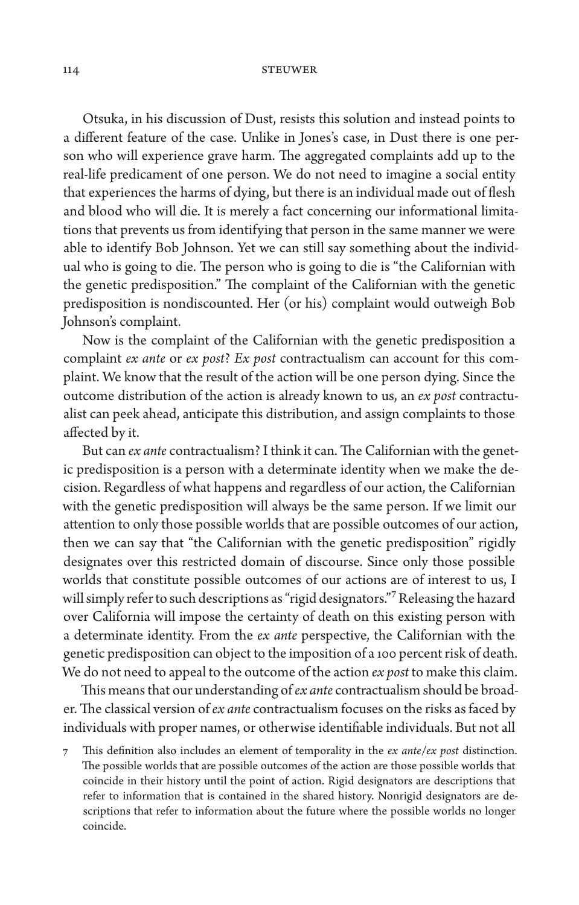Otsuka, in his discussion of Dust, resists this solution and instead points to a different feature of the case. Unlike in Jones's case, in Dust there is one person who will experience grave harm. The aggregated complaints add up to the real-life predicament of one person. We do not need to imagine a social entity that experiences the harms of dying, but there is an individual made out of flesh and blood who will die. It is merely a fact concerning our informational limitations that prevents us from identifying that person in the same manner we were able to identify Bob Johnson. Yet we can still say something about the individual who is going to die. The person who is going to die is "the Californian with the genetic predisposition." The complaint of the Californian with the genetic predisposition is nondiscounted. Her (or his) complaint would outweigh Bob Johnson's complaint.

Now is the complaint of the Californian with the genetic predisposition a complaint *ex ante* or *ex post*? *Ex post* contractualism can account for this complaint. We know that the result of the action will be one person dying. Since the outcome distribution of the action is already known to us, an *ex post* contractualist can peek ahead, anticipate this distribution, and assign complaints to those affected by it.

But can *ex ante* contractualism? I think it can. The Californian with the genetic predisposition is a person with a determinate identity when we make the decision. Regardless of what happens and regardless of our action, the Californian with the genetic predisposition will always be the same person. If we limit our attention to only those possible worlds that are possible outcomes of our action, then we can say that "the Californian with the genetic predisposition" rigidly designates over this restricted domain of discourse. Since only those possible worlds that constitute possible outcomes of our actions are of interest to us, I will simply refer to such descriptions as "rigid designators."[7] Releasing the hazard over California will impose the certainty of death on this existing person with a determinate identity. From the *ex ante* perspective, the Californian with the genetic predisposition can object to the imposition of a 100 percent risk of death. We do not need to appeal to the outcome of the action *ex post* to make this claim.

This means that our understanding of *ex ante* contractualism should be broader. The classical version of *ex ante* contractualism focuses on the risks as faced by individuals with proper names, or otherwise identifiable individuals. But not all

7 This definition also includes an element of temporality in the *ex ante/ex post* distinction. The possible worlds that are possible outcomes of the action are those possible worlds that coincide in their history until the point of action. Rigid designators are descriptions that refer to information that is contained in the shared history. Nonrigid designators are descriptions that refer to information about the future where the possible worlds no longer coincide.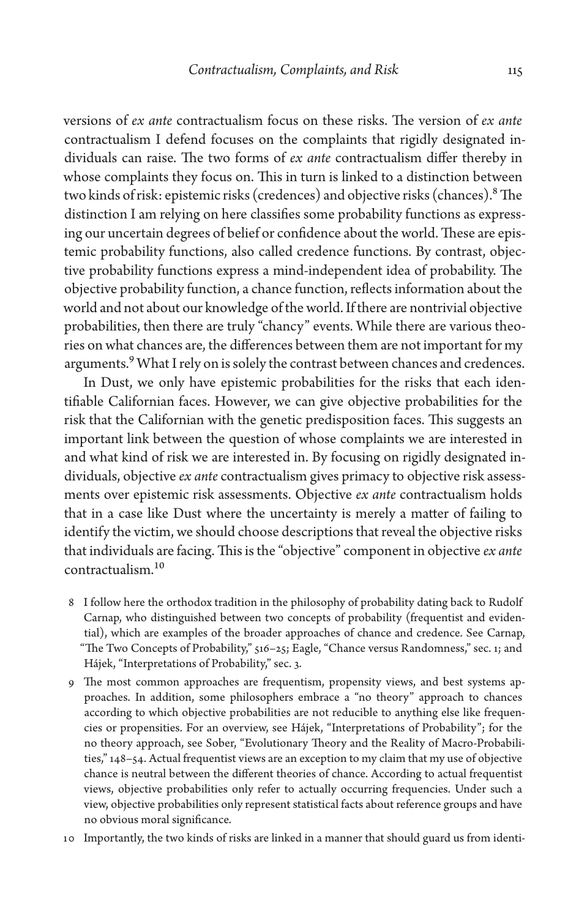versions of *ex ante* contractualism focus on these risks. The version of *ex ante* contractualism I defend focuses on the complaints that rigidly designated individuals can raise. The two forms of *ex ante* contractualism differ thereby in whose complaints they focus on. This in turn is linked to a distinction between two kinds of risk: epistemic risks (credences) and objective risks (chances).[8] The distinction I am relying on here classifies some probability functions as expressing our uncertain degrees of belief or confidence about the world. These are epistemic probability functions, also called credence functions. By contrast, objective probability functions express a mind-independent idea of probability. The objective probability function, a chance function, reflects information about the world and not about our knowledge of the world. If there are nontrivial objective probabilities, then there are truly "chancy" events. While there are various theories on what chances are, the differences between them are not important for my arguments.[9] What I rely on is solely the contrast between chances and credences.

In Dust, we only have epistemic probabilities for the risks that each identifiable Californian faces. However, we can give objective probabilities for the risk that the Californian with the genetic predisposition faces. This suggests an important link between the question of whose complaints we are interested in and what kind of risk we are interested in. By focusing on rigidly designated individuals, objective *ex ante* contractualism gives primacy to objective risk assessments over epistemic risk assessments. Objective *ex ante* contractualism holds that in a case like Dust where the uncertainty is merely a matter of failing to identify the victim, we should choose descriptions that reveal the objective risks that individuals are facing. This is the "objective" component in objective *ex ante* contractualism.[10]

8 I follow here the orthodox tradition in the philosophy of probability dating back to Rudolf Carnap, who distinguished between two concepts of probability (frequentist and evidential), which are examples of the broader approaches of chance and credence. See Carnap, "The Two Concepts of Probability," 516–25; Eagle, "Chance versus Randomness," sec. 1; and Hájek, "Interpretations of Probability," sec. 3.

9 The most common approaches are frequentism, propensity views, and best systems approaches. In addition, some philosophers embrace a "no theory" approach to chances according to which objective probabilities are not reducible to anything else like frequencies or propensities. For an overview, see Hájek, "Interpretations of Probability"; for the no theory approach, see Sober, "Evolutionary Theory and the Reality of Macro-Probabilities," 148–54. Actual frequentist views are an exception to my claim that my use of objective chance is neutral between the different theories of chance. According to actual frequentist views, objective probabilities only refer to actually occurring frequencies. Under such a view, objective probabilities only represent statistical facts about reference groups and have no obvious moral significance.

10 Importantly, the two kinds of risks are linked in a manner that should guard us from identi-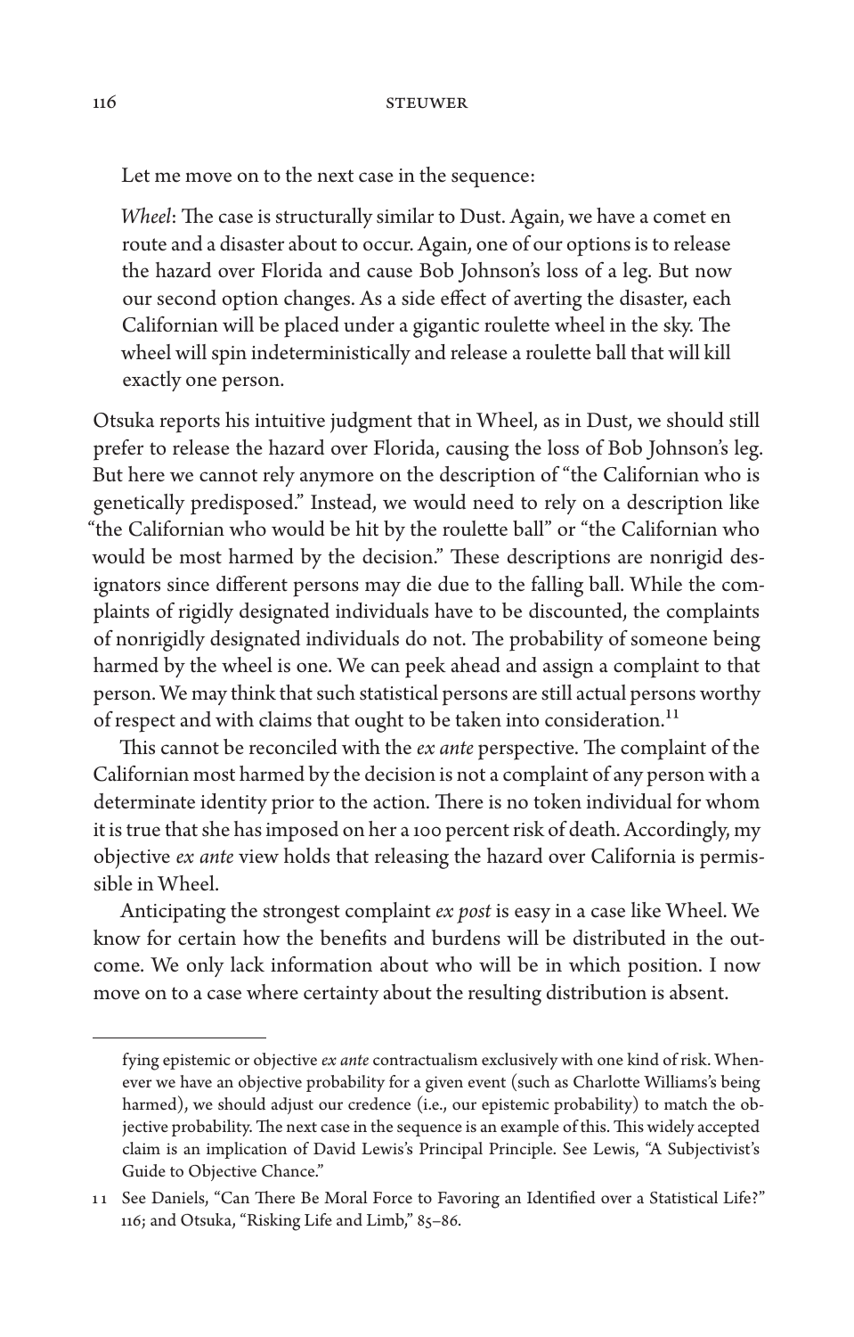Let me move on to the next case in the sequence:

> *Wheel*: The case is structurally similar to Dust. Again, we have a comet en route and a disaster about to occur. Again, one of our options is to release the hazard over Florida and cause Bob Johnson's loss of a leg. But now our second option changes. As a side effect of averting the disaster, each Californian will be placed under a gigantic roulette wheel in the sky. The wheel will spin indeterministically and release a roulette ball that will kill exactly one person.

Otsuka reports his intuitive judgment that in Wheel, as in Dust, we should still prefer to release the hazard over Florida, causing the loss of Bob Johnson's leg. But here we cannot rely anymore on the description of "the Californian who is genetically predisposed." Instead, we would need to rely on a description like "the Californian who would be hit by the roulette ball" or "the Californian who would be most harmed by the decision." These descriptions are nonrigid designators since different persons may die due to the falling ball. While the complaints of rigidly designated individuals have to be discounted, the complaints of nonrigidly designated individuals do not. The probability of someone being harmed by the wheel is one. We can peek ahead and assign a complaint to that person. We may think that such statistical persons are still actual persons worthy of respect and with claims that ought to be taken into consideration.[11]

This cannot be reconciled with the *ex ante* perspective. The complaint of the Californian most harmed by the decision is not a complaint of any person with a determinate identity prior to the action. There is no token individual for whom it is true that she has imposed on her a 100 percent risk of death. Accordingly, my objective *ex ante* view holds that releasing the hazard over California is permissible in Wheel.

Anticipating the strongest complaint *ex post* is easy in a case like Wheel. We know for certain how the benefits and burdens will be distributed in the outcome. We only lack information about who will be in which position. I now move on to a case where certainty about the resulting distribution is absent.

---

fying epistemic or objective *ex ante* contractualism exclusively with one kind of risk. Whenever we have an objective probability for a given event (such as Charlotte Williams's being harmed), we should adjust our credence (i.e., our epistemic probability) to match the objective probability. The next case in the sequence is an example of this. This widely accepted claim is an implication of David Lewis's Principal Principle. See Lewis, "A Subjectivist's Guide to Objective Chance."

11 See Daniels, "Can There Be Moral Force to Favoring an Identified over a Statistical Life?" 116; and Otsuka, "Risking Life and Limb," 85–86.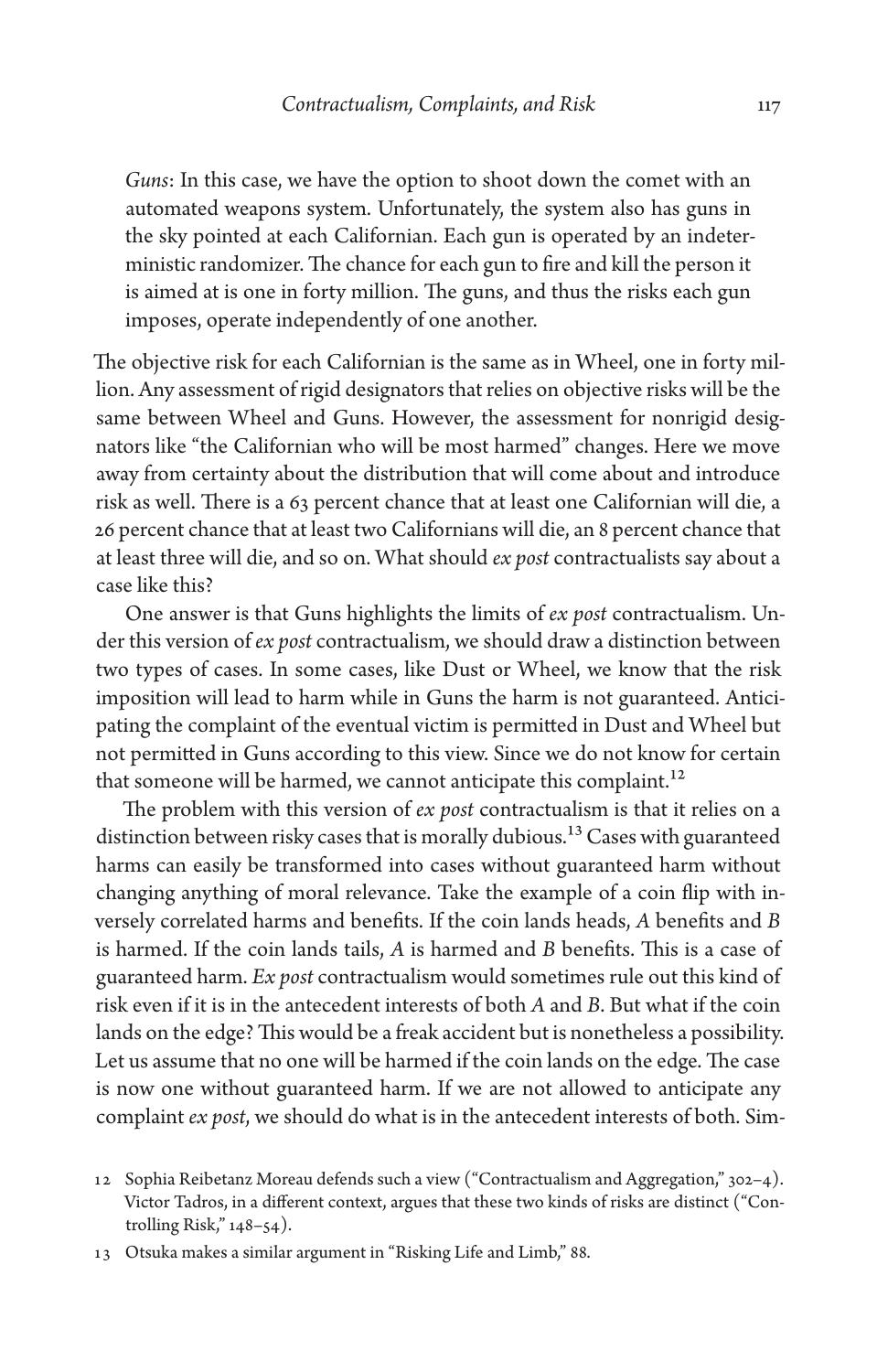*Guns*: In this case, we have the option to shoot down the comet with an automated weapons system. Unfortunately, the system also has guns in the sky pointed at each Californian. Each gun is operated by an indeterministic randomizer. The chance for each gun to fire and kill the person it is aimed at is one in forty million. The guns, and thus the risks each gun imposes, operate independently of one another.

The objective risk for each Californian is the same as in Wheel, one in forty million. Any assessment of rigid designators that relies on objective risks will be the same between Wheel and Guns. However, the assessment for nonrigid designators like "the Californian who will be most harmed" changes. Here we move away from certainty about the distribution that will come about and introduce risk as well. There is a 63 percent chance that at least one Californian will die, a 26 percent chance that at least two Californians will die, an 8 percent chance that at least three will die, and so on. What should *ex post* contractualists say about a case like this?

One answer is that Guns highlights the limits of *ex post* contractualism. Under this version of *ex post* contractualism, we should draw a distinction between two types of cases. In some cases, like Dust or Wheel, we know that the risk imposition will lead to harm while in Guns the harm is not guaranteed. Anticipating the complaint of the eventual victim is permitted in Dust and Wheel but not permitted in Guns according to this view. Since we do not know for certain that someone will be harmed, we cannot anticipate this complaint.[12]

The problem with this version of *ex post* contractualism is that it relies on a distinction between risky cases that is morally dubious.[13] Cases with guaranteed harms can easily be transformed into cases without guaranteed harm without changing anything of moral relevance. Take the example of a coin flip with inversely correlated harms and benefits. If the coin lands heads, *A* benefits and *B* is harmed. If the coin lands tails, *A* is harmed and *B* benefits. This is a case of guaranteed harm. *Ex post* contractualism would sometimes rule out this kind of risk even if it is in the antecedent interests of both *A* and *B*. But what if the coin lands on the edge? This would be a freak accident but is nonetheless a possibility. Let us assume that no one will be harmed if the coin lands on the edge. The case is now one without guaranteed harm. If we are not allowed to anticipate any complaint *ex post*, we should do what is in the antecedent interests of both. Sim-

12 Sophia Reibetanz Moreau defends such a view ("Contractualism and Aggregation," 302–4). Victor Tadros, in a different context, argues that these two kinds of risks are distinct ("Controlling Risk," 148–54).

13 Otsuka makes a similar argument in "Risking Life and Limb," 88.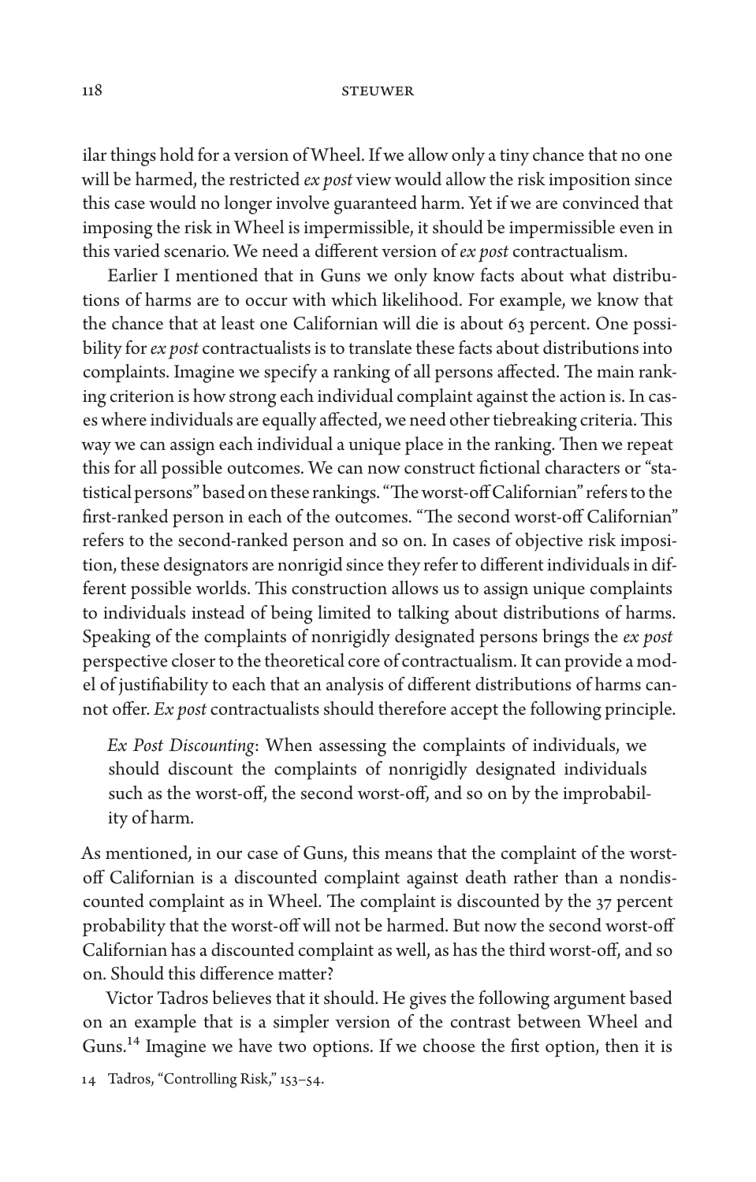ilar things hold for a version of Wheel. If we allow only a tiny chance that no one will be harmed, the restricted *ex post* view would allow the risk imposition since this case would no longer involve guaranteed harm. Yet if we are convinced that imposing the risk in Wheel is impermissible, it should be impermissible even in this varied scenario. We need a different version of *ex post* contractualism.

Earlier I mentioned that in Guns we only know facts about what distributions of harms are to occur with which likelihood. For example, we know that the chance that at least one Californian will die is about 63 percent. One possibility for *ex post* contractualists is to translate these facts about distributions into complaints. Imagine we specify a ranking of all persons affected. The main ranking criterion is how strong each individual complaint against the action is. In cases where individuals are equally affected, we need other tiebreaking criteria. This way we can assign each individual a unique place in the ranking. Then we repeat this for all possible outcomes. We can now construct fictional characters or "statistical persons" based on these rankings. "The worst-off Californian" refers to the first-ranked person in each of the outcomes. "The second worst-off Californian" refers to the second-ranked person and so on. In cases of objective risk imposition, these designators are nonrigid since they refer to different individuals in different possible worlds. This construction allows us to assign unique complaints to individuals instead of being limited to talking about distributions of harms. Speaking of the complaints of nonrigidly designated persons brings the *ex post* perspective closer to the theoretical core of contractualism. It can provide a model of justifiability to each that an analysis of different distributions of harms cannot offer. *Ex post* contractualists should therefore accept the following principle.

> *Ex Post Discounting*: When assessing the complaints of individuals, we should discount the complaints of nonrigidly designated individuals such as the worst-off, the second worst-off, and so on by the improbability of harm.

As mentioned, in our case of Guns, this means that the complaint of the worst-off Californian is a discounted complaint against death rather than a nondiscounted complaint as in Wheel. The complaint is discounted by the 37 percent probability that the worst-off will not be harmed. But now the second worst-off Californian has a discounted complaint as well, as has the third worst-off, and so on. Should this difference matter?

Victor Tadros believes that it should. He gives the following argument based on an example that is a simpler version of the contrast between Wheel and Guns.[14] Imagine we have two options. If we choose the first option, then it is

[14] Tadros, "Controlling Risk," 153–54.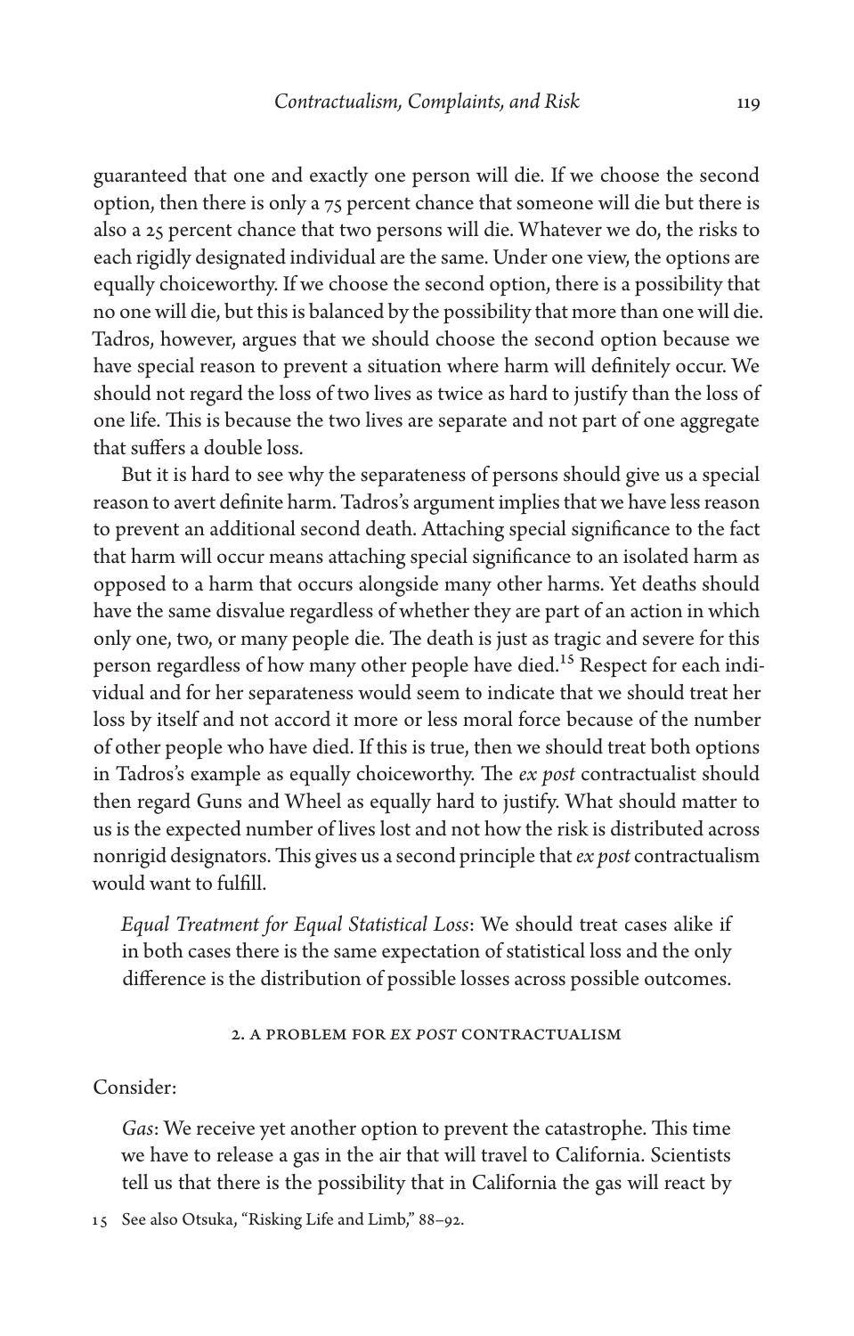guaranteed that one and exactly one person will die. If we choose the second option, then there is only a 75 percent chance that someone will die but there is also a 25 percent chance that two persons will die. Whatever we do, the risks to each rigidly designated individual are the same. Under one view, the options are equally choiceworthy. If we choose the second option, there is a possibility that no one will die, but this is balanced by the possibility that more than one will die. Tadros, however, argues that we should choose the second option because we have special reason to prevent a situation where harm will definitely occur. We should not regard the loss of two lives as twice as hard to justify than the loss of one life. This is because the two lives are separate and not part of one aggregate that suffers a double loss.

But it is hard to see why the separateness of persons should give us a special reason to avert definite harm. Tadros's argument implies that we have less reason to prevent an additional second death. Attaching special significance to the fact that harm will occur means attaching special significance to an isolated harm as opposed to a harm that occurs alongside many other harms. Yet deaths should have the same disvalue regardless of whether they are part of an action in which only one, two, or many people die. The death is just as tragic and severe for this person regardless of how many other people have died.[15] Respect for each individual and for her separateness would seem to indicate that we should treat her loss by itself and not accord it more or less moral force because of the number of other people who have died. If this is true, then we should treat both options in Tadros's example as equally choiceworthy. The *ex post* contractualist should then regard Guns and Wheel as equally hard to justify. What should matter to us is the expected number of lives lost and not how the risk is distributed across nonrigid designators. This gives us a second principle that *ex post* contractualism would want to fulfill.

> *Equal Treatment for Equal Statistical Loss*: We should treat cases alike if in both cases there is the same expectation of statistical loss and the only difference is the distribution of possible losses across possible outcomes.

## 2. A Problem for *Ex Post* Contractualism

Consider:

> *Gas*: We receive yet another option to prevent the catastrophe. This time we have to release a gas in the air that will travel to California. Scientists tell us that there is the possibility that in California the gas will react by

[15] See also Otsuka, "Risking Life and Limb," 88–92.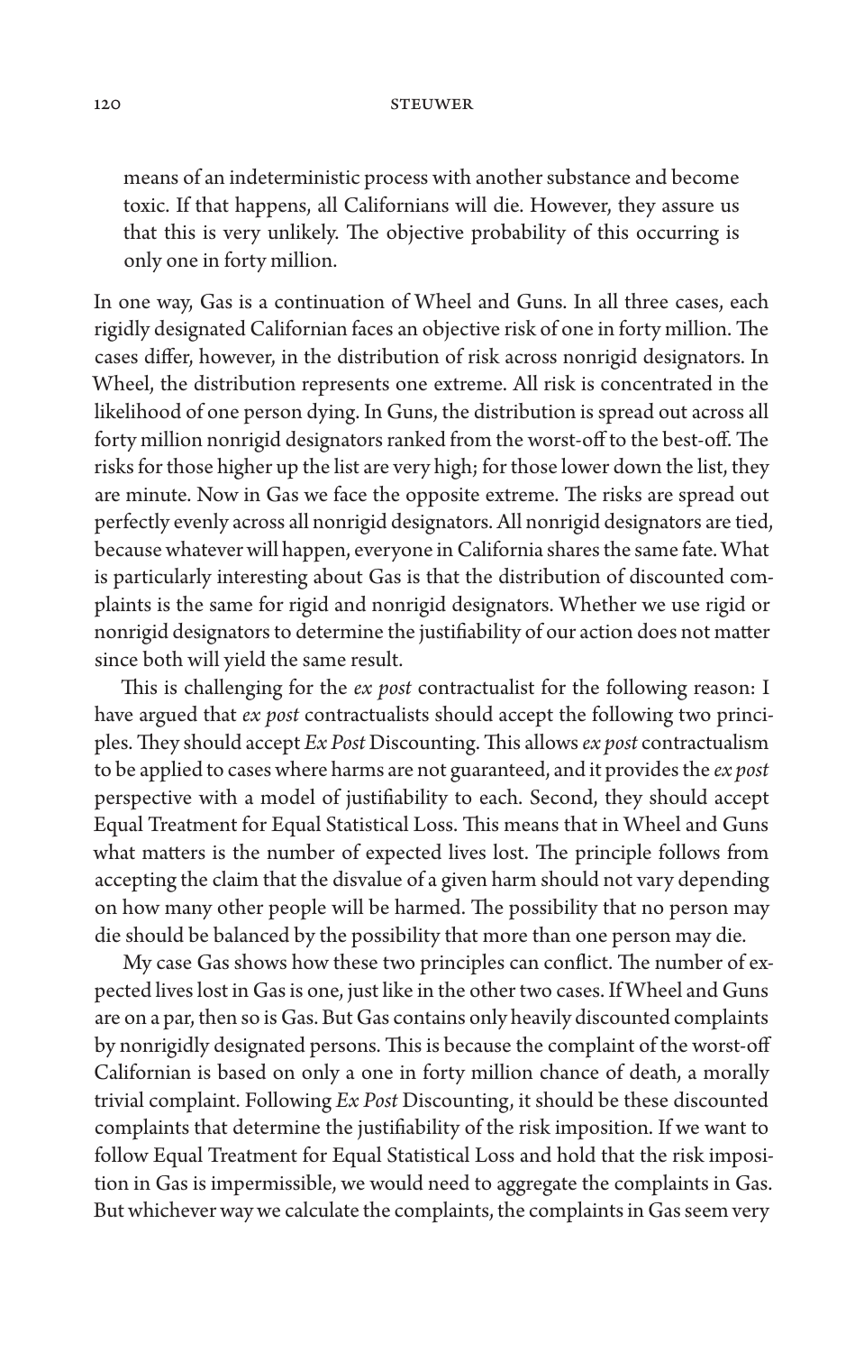means of an indeterministic process with another substance and become toxic. If that happens, all Californians will die. However, they assure us that this is very unlikely. The objective probability of this occurring is only one in forty million.

In one way, Gas is a continuation of Wheel and Guns. In all three cases, each rigidly designated Californian faces an objective risk of one in forty million. The cases differ, however, in the distribution of risk across nonrigid designators. In Wheel, the distribution represents one extreme. All risk is concentrated in the likelihood of one person dying. In Guns, the distribution is spread out across all forty million nonrigid designators ranked from the worst-off to the best-off. The risks for those higher up the list are very high; for those lower down the list, they are minute. Now in Gas we face the opposite extreme. The risks are spread out perfectly evenly across all nonrigid designators. All nonrigid designators are tied, because whatever will happen, everyone in California shares the same fate. What is particularly interesting about Gas is that the distribution of discounted complaints is the same for rigid and nonrigid designators. Whether we use rigid or nonrigid designators to determine the justifiability of our action does not matter since both will yield the same result.

This is challenging for the *ex post* contractualist for the following reason: I have argued that *ex post* contractualists should accept the following two principles. They should accept *Ex Post* Discounting. This allows *ex post* contractualism to be applied to cases where harms are not guaranteed, and it provides the *ex post* perspective with a model of justifiability to each. Second, they should accept Equal Treatment for Equal Statistical Loss. This means that in Wheel and Guns what matters is the number of expected lives lost. The principle follows from accepting the claim that the disvalue of a given harm should not vary depending on how many other people will be harmed. The possibility that no person may die should be balanced by the possibility that more than one person may die.

My case Gas shows how these two principles can conflict. The number of expected lives lost in Gas is one, just like in the other two cases. If Wheel and Guns are on a par, then so is Gas. But Gas contains only heavily discounted complaints by nonrigidly designated persons. This is because the complaint of the worst-off Californian is based on only a one in forty million chance of death, a morally trivial complaint. Following *Ex Post* Discounting, it should be these discounted complaints that determine the justifiability of the risk imposition. If we want to follow Equal Treatment for Equal Statistical Loss and hold that the risk imposition in Gas is impermissible, we would need to aggregate the complaints in Gas. But whichever way we calculate the complaints, the complaints in Gas seem very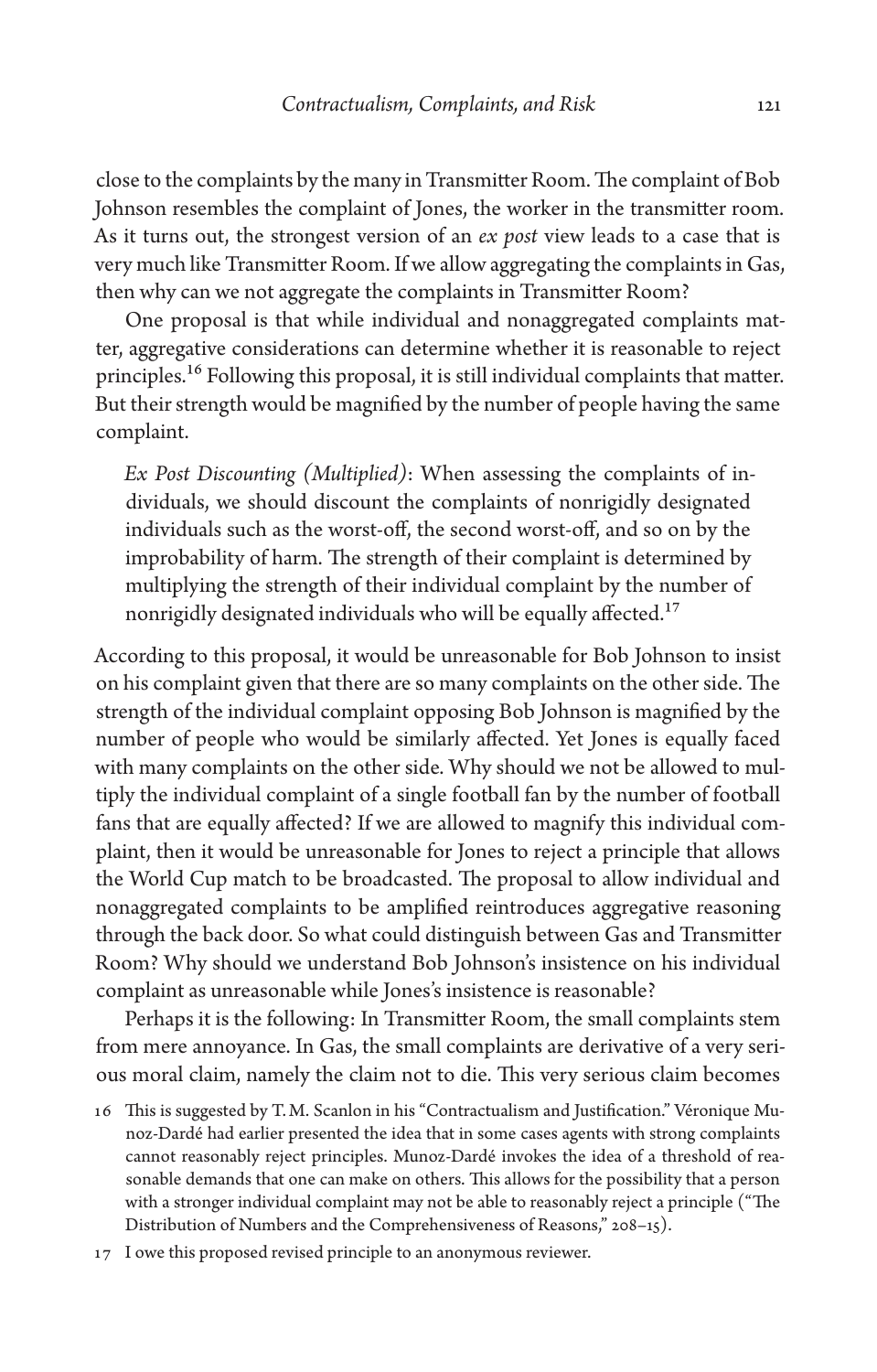close to the complaints by the many in Transmitter Room. The complaint of Bob Johnson resembles the complaint of Jones, the worker in the transmitter room. As it turns out, the strongest version of an *ex post* view leads to a case that is very much like Transmitter Room. If we allow aggregating the complaints in Gas, then why can we not aggregate the complaints in Transmitter Room?

One proposal is that while individual and nonaggregated complaints matter, aggregative considerations can determine whether it is reasonable to reject principles.[16] Following this proposal, it is still individual complaints that matter. But their strength would be magnified by the number of people having the same complaint.

> *Ex Post Discounting (Multiplied)*: When assessing the complaints of individuals, we should discount the complaints of nonrigidly designated individuals such as the worst-off, the second worst-off, and so on by the improbability of harm. The strength of their complaint is determined by multiplying the strength of their individual complaint by the number of nonrigidly designated individuals who will be equally affected.[17]

According to this proposal, it would be unreasonable for Bob Johnson to insist on his complaint given that there are so many complaints on the other side. The strength of the individual complaint opposing Bob Johnson is magnified by the number of people who would be similarly affected. Yet Jones is equally faced with many complaints on the other side. Why should we not be allowed to multiply the individual complaint of a single football fan by the number of football fans that are equally affected? If we are allowed to magnify this individual complaint, then it would be unreasonable for Jones to reject a principle that allows the World Cup match to be broadcasted. The proposal to allow individual and nonaggregated complaints to be amplified reintroduces aggregative reasoning through the back door. So what could distinguish between Gas and Transmitter Room? Why should we understand Bob Johnson's insistence on his individual complaint as unreasonable while Jones's insistence is reasonable?

Perhaps it is the following: In Transmitter Room, the small complaints stem from mere annoyance. In Gas, the small complaints are derivative of a very serious moral claim, namely the claim not to die. This very serious claim becomes

16 This is suggested by T. M. Scanlon in his "Contractualism and Justification." Véronique Munoz-Dardé had earlier presented the idea that in some cases agents with strong complaints cannot reasonably reject principles. Munoz-Dardé invokes the idea of a threshold of reasonable demands that one can make on others. This allows for the possibility that a person with a stronger individual complaint may not be able to reasonably reject a principle ("The Distribution of Numbers and the Comprehensiveness of Reasons," 208–15).

17 I owe this proposed revised principle to an anonymous reviewer.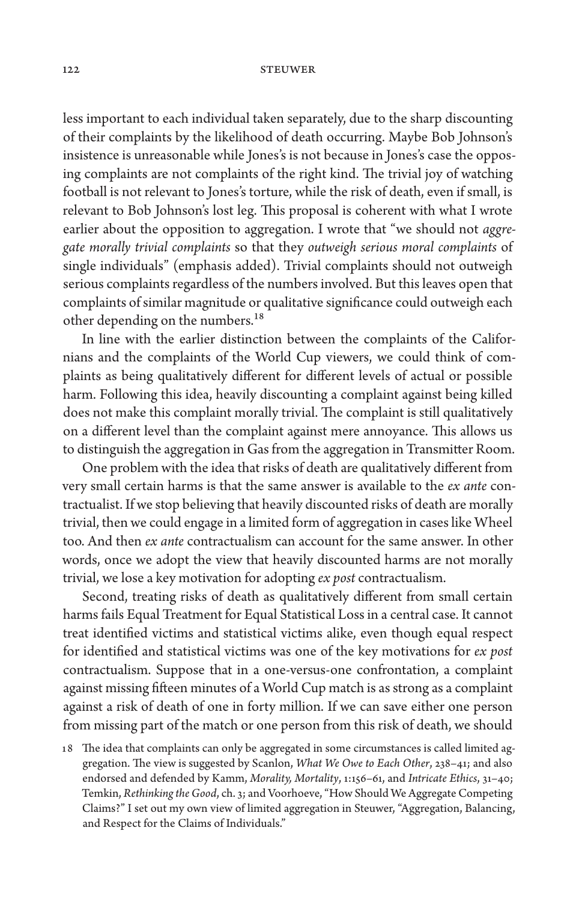less important to each individual taken separately, due to the sharp discounting of their complaints by the likelihood of death occurring. Maybe Bob Johnson's insistence is unreasonable while Jones's is not because in Jones's case the opposing complaints are not complaints of the right kind. The trivial joy of watching football is not relevant to Jones's torture, while the risk of death, even if small, is relevant to Bob Johnson's lost leg. This proposal is coherent with what I wrote earlier about the opposition to aggregation. I wrote that "we should not *aggregate morally trivial complaints* so that they *outweigh serious moral complaints* of single individuals" (emphasis added). Trivial complaints should not outweigh serious complaints regardless of the numbers involved. But this leaves open that complaints of similar magnitude or qualitative significance could outweigh each other depending on the numbers.[18]

In line with the earlier distinction between the complaints of the Californians and the complaints of the World Cup viewers, we could think of complaints as being qualitatively different for different levels of actual or possible harm. Following this idea, heavily discounting a complaint against being killed does not make this complaint morally trivial. The complaint is still qualitatively on a different level than the complaint against mere annoyance. This allows us to distinguish the aggregation in Gas from the aggregation in Transmitter Room.

One problem with the idea that risks of death are qualitatively different from very small certain harms is that the same answer is available to the *ex ante* contractualist. If we stop believing that heavily discounted risks of death are morally trivial, then we could engage in a limited form of aggregation in cases like Wheel too. And then *ex ante* contractualism can account for the same answer. In other words, once we adopt the view that heavily discounted harms are not morally trivial, we lose a key motivation for adopting *ex post* contractualism.

Second, treating risks of death as qualitatively different from small certain harms fails Equal Treatment for Equal Statistical Loss in a central case. It cannot treat identified victims and statistical victims alike, even though equal respect for identified and statistical victims was one of the key motivations for *ex post* contractualism. Suppose that in a one-versus-one confrontation, a complaint against missing fifteen minutes of a World Cup match is as strong as a complaint against a risk of death of one in forty million. If we can save either one person from missing part of the match or one person from this risk of death, we should

18 The idea that complaints can only be aggregated in some circumstances is called limited aggregation. The view is suggested by Scanlon, *What We Owe to Each Other*, 238–41; and also endorsed and defended by Kamm, *Morality, Mortality*, 1:156–61, and *Intricate Ethics*, 31–40; Temkin, *Rethinking the Good*, ch. 3; and Voorhoeve, "How Should We Aggregate Competing Claims?" I set out my own view of limited aggregation in Steuwer, "Aggregation, Balancing, and Respect for the Claims of Individuals."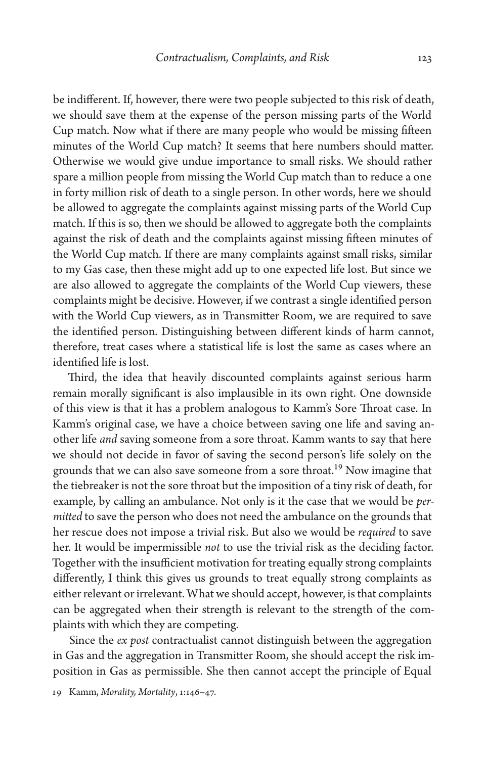be indifferent. If, however, there were two people subjected to this risk of death, we should save them at the expense of the person missing parts of the World Cup match. Now what if there are many people who would be missing fifteen minutes of the World Cup match? It seems that here numbers should matter. Otherwise we would give undue importance to small risks. We should rather spare a million people from missing the World Cup match than to reduce a one in forty million risk of death to a single person. In other words, here we should be allowed to aggregate the complaints against missing parts of the World Cup match. If this is so, then we should be allowed to aggregate both the complaints against the risk of death and the complaints against missing fifteen minutes of the World Cup match. If there are many complaints against small risks, similar to my Gas case, then these might add up to one expected life lost. But since we are also allowed to aggregate the complaints of the World Cup viewers, these complaints might be decisive. However, if we contrast a single identified person with the World Cup viewers, as in Transmitter Room, we are required to save the identified person. Distinguishing between different kinds of harm cannot, therefore, treat cases where a statistical life is lost the same as cases where an identified life is lost.

Third, the idea that heavily discounted complaints against serious harm remain morally significant is also implausible in its own right. One downside of this view is that it has a problem analogous to Kamm's Sore Throat case. In Kamm's original case, we have a choice between saving one life and saving another life *and* saving someone from a sore throat. Kamm wants to say that here we should not decide in favor of saving the second person's life solely on the grounds that we can also save someone from a sore throat.[19] Now imagine that the tiebreaker is not the sore throat but the imposition of a tiny risk of death, for example, by calling an ambulance. Not only is it the case that we would be *permitted* to save the person who does not need the ambulance on the grounds that her rescue does not impose a trivial risk. But also we would be *required* to save her. It would be impermissible *not* to use the trivial risk as the deciding factor. Together with the insufficient motivation for treating equally strong complaints differently, I think this gives us grounds to treat equally strong complaints as either relevant or irrelevant. What we should accept, however, is that complaints can be aggregated when their strength is relevant to the strength of the complaints with which they are competing.

Since the *ex post* contractualist cannot distinguish between the aggregation in Gas and the aggregation in Transmitter Room, she should accept the risk imposition in Gas as permissible. She then cannot accept the principle of Equal

19 Kamm, *Morality, Mortality*, 1:146–47.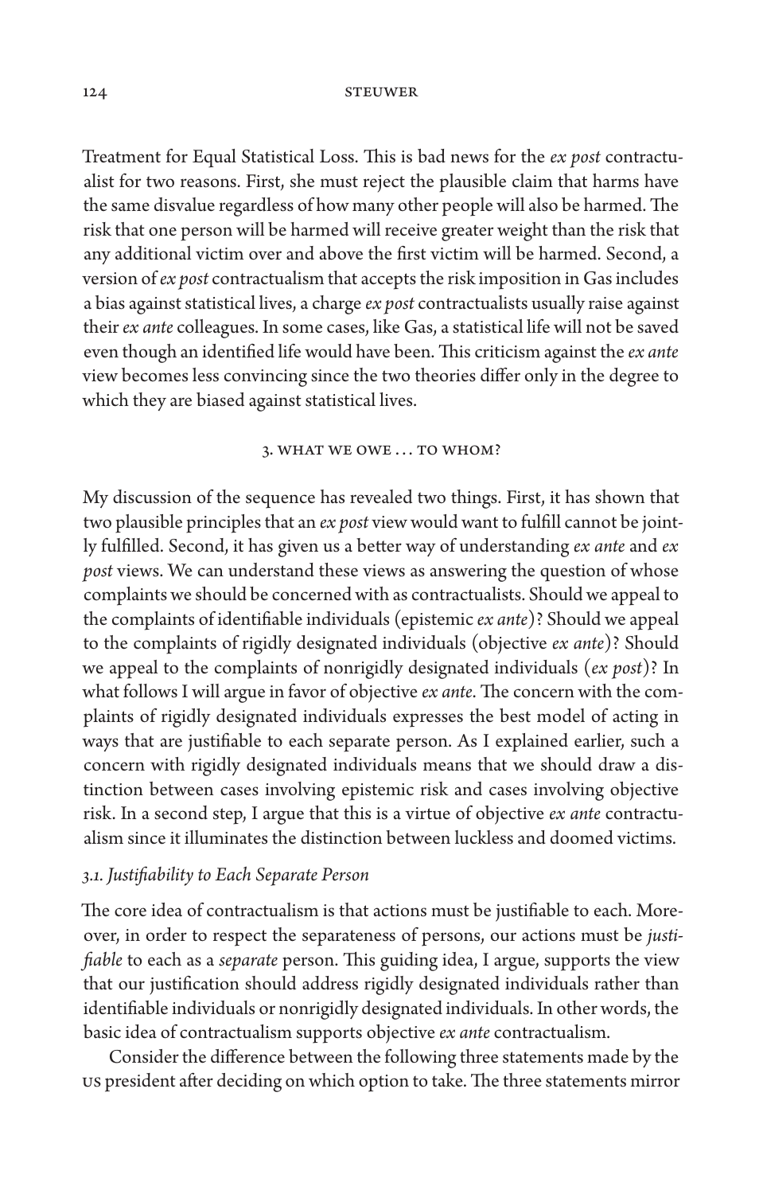Treatment for Equal Statistical Loss. This is bad news for the *ex post* contractualist for two reasons. First, she must reject the plausible claim that harms have the same disvalue regardless of how many other people will also be harmed. The risk that one person will be harmed will receive greater weight than the risk that any additional victim over and above the first victim will be harmed. Second, a version of *ex post* contractualism that accepts the risk imposition in Gas includes a bias against statistical lives, a charge *ex post* contractualists usually raise against their *ex ante* colleagues. In some cases, like Gas, a statistical life will not be saved even though an identified life would have been. This criticism against the *ex ante* view becomes less convincing since the two theories differ only in the degree to which they are biased against statistical lives.

## 3. What We Owe . . . to Whom?

My discussion of the sequence has revealed two things. First, it has shown that two plausible principles that an *ex post* view would want to fulfill cannot be jointly fulfilled. Second, it has given us a better way of understanding *ex ante* and *ex post* views. We can understand these views as answering the question of whose complaints we should be concerned with as contractualists. Should we appeal to the complaints of identifiable individuals (epistemic *ex ante*)? Should we appeal to the complaints of rigidly designated individuals (objective *ex ante*)? Should we appeal to the complaints of nonrigidly designated individuals (*ex post*)? In what follows I will argue in favor of objective *ex ante*. The concern with the complaints of rigidly designated individuals expresses the best model of acting in ways that are justifiable to each separate person. As I explained earlier, such a concern with rigidly designated individuals means that we should draw a distinction between cases involving epistemic risk and cases involving objective risk. In a second step, I argue that this is a virtue of objective *ex ante* contractualism since it illuminates the distinction between luckless and doomed victims.

### *3.1. Justifiability to Each Separate Person*

The core idea of contractualism is that actions must be justifiable to each. Moreover, in order to respect the separateness of persons, our actions must be *justifiable* to each as a *separate* person. This guiding idea, I argue, supports the view that our justification should address rigidly designated individuals rather than identifiable individuals or nonrigidly designated individuals. In other words, the basic idea of contractualism supports objective *ex ante* contractualism.

Consider the difference between the following three statements made by the US president after deciding on which option to take. The three statements mirror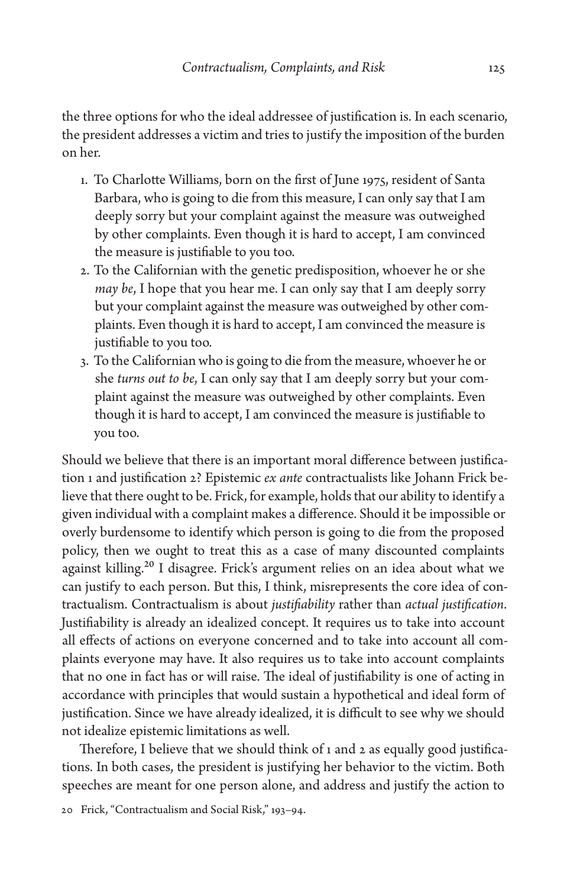the three options for who the ideal addressee of justification is. In each scenario, the president addresses a victim and tries to justify the imposition of the burden on her.

1. To Charlotte Williams, born on the first of June 1975, resident of Santa Barbara, who is going to die from this measure, I can only say that I am deeply sorry but your complaint against the measure was outweighed by other complaints. Even though it is hard to accept, I am convinced the measure is justifiable to you too.
2. To the Californian with the genetic predisposition, whoever he or she *may be*, I hope that you hear me. I can only say that I am deeply sorry but your complaint against the measure was outweighed by other complaints. Even though it is hard to accept, I am convinced the measure is justifiable to you too.
3. To the Californian who is going to die from the measure, whoever he or she *turns out to be*, I can only say that I am deeply sorry but your complaint against the measure was outweighed by other complaints. Even though it is hard to accept, I am convinced the measure is justifiable to you too.

Should we believe that there is an important moral difference between justification 1 and justification 2? Epistemic *ex ante* contractualists like Johann Frick believe that there ought to be. Frick, for example, holds that our ability to identify a given individual with a complaint makes a difference. Should it be impossible or overly burdensome to identify which person is going to die from the proposed policy, then we ought to treat this as a case of many discounted complaints against killing.[20] I disagree. Frick's argument relies on an idea about what we can justify to each person. But this, I think, misrepresents the core idea of contractualism. Contractualism is about *justifiability* rather than *actual justification*. Justifiability is already an idealized concept. It requires us to take into account all effects of actions on everyone concerned and to take into account all complaints everyone may have. It also requires us to take into account complaints that no one in fact has or will raise. The ideal of justifiability is one of acting in accordance with principles that would sustain a hypothetical and ideal form of justification. Since we have already idealized, it is difficult to see why we should not idealize epistemic limitations as well.

Therefore, I believe that we should think of 1 and 2 as equally good justifications. In both cases, the president is justifying her behavior to the victim. Both speeches are meant for one person alone, and address and justify the action to

20 Frick, "Contractualism and Social Risk," 193–94.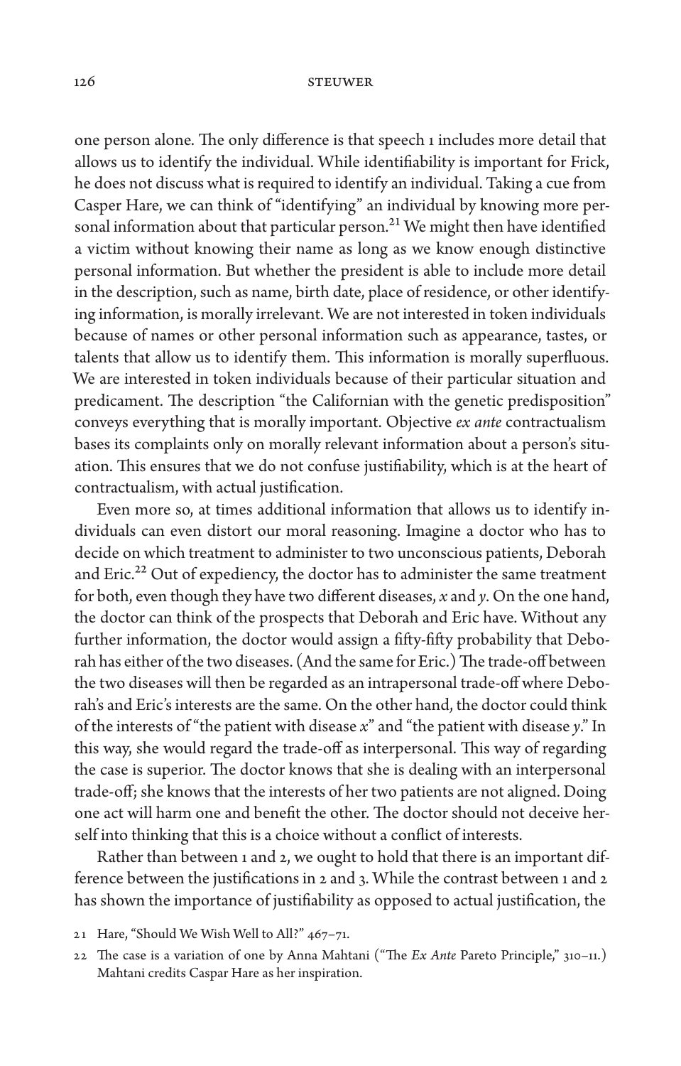one person alone. The only difference is that speech 1 includes more detail that allows us to identify the individual. While identifiability is important for Frick, he does not discuss what is required to identify an individual. Taking a cue from Casper Hare, we can think of "identifying" an individual by knowing more personal information about that particular person.[21] We might then have identified a victim without knowing their name as long as we know enough distinctive personal information. But whether the president is able to include more detail in the description, such as name, birth date, place of residence, or other identifying information, is morally irrelevant. We are not interested in token individuals because of names or other personal information such as appearance, tastes, or talents that allow us to identify them. This information is morally superfluous. We are interested in token individuals because of their particular situation and predicament. The description "the Californian with the genetic predisposition" conveys everything that is morally important. Objective *ex ante* contractualism bases its complaints only on morally relevant information about a person's situation. This ensures that we do not confuse justifiability, which is at the heart of contractualism, with actual justification.

Even more so, at times additional information that allows us to identify individuals can even distort our moral reasoning. Imagine a doctor who has to decide on which treatment to administer to two unconscious patients, Deborah and Eric.[22] Out of expediency, the doctor has to administer the same treatment for both, even though they have two different diseases, *x* and *y*. On the one hand, the doctor can think of the prospects that Deborah and Eric have. Without any further information, the doctor would assign a fifty-fifty probability that Deborah has either of the two diseases. (And the same for Eric.) The trade-off between the two diseases will then be regarded as an intrapersonal trade-off where Deborah's and Eric's interests are the same. On the other hand, the doctor could think of the interests of "the patient with disease *x*" and "the patient with disease *y*." In this way, she would regard the trade-off as interpersonal. This way of regarding the case is superior. The doctor knows that she is dealing with an interpersonal trade-off; she knows that the interests of her two patients are not aligned. Doing one act will harm one and benefit the other. The doctor should not deceive herself into thinking that this is a choice without a conflict of interests.

Rather than between 1 and 2, we ought to hold that there is an important difference between the justifications in 2 and 3. While the contrast between 1 and 2 has shown the importance of justifiability as opposed to actual justification, the

21 Hare, "Should We Wish Well to All?" 467–71.

22 The case is a variation of one by Anna Mahtani ("The *Ex Ante* Pareto Principle," 310–11.) Mahtani credits Caspar Hare as her inspiration.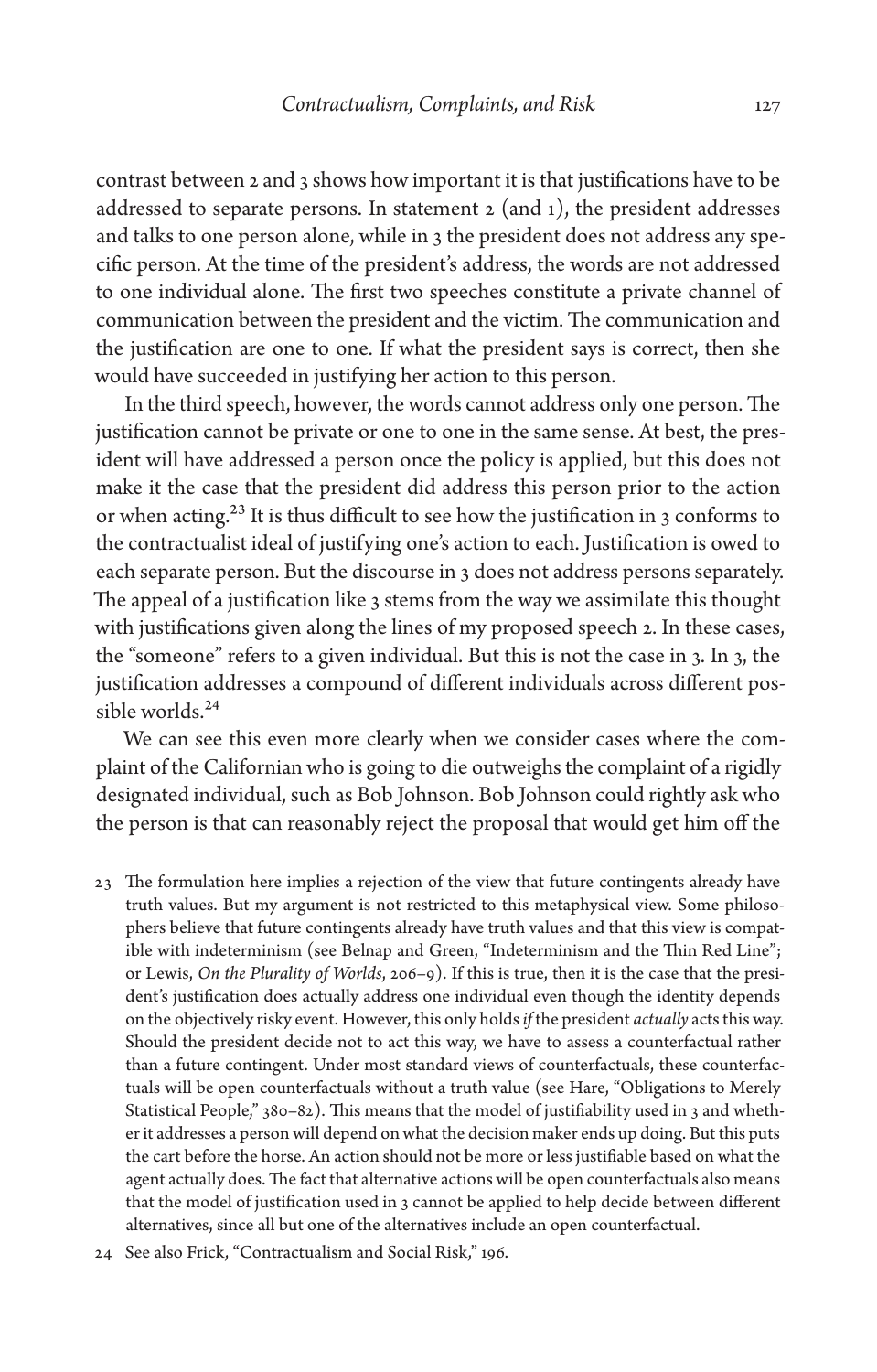contrast between 2 and 3 shows how important it is that justifications have to be addressed to separate persons. In statement 2 (and 1), the president addresses and talks to one person alone, while in 3 the president does not address any specific person. At the time of the president's address, the words are not addressed to one individual alone. The first two speeches constitute a private channel of communication between the president and the victim. The communication and the justification are one to one. If what the president says is correct, then she would have succeeded in justifying her action to this person.

In the third speech, however, the words cannot address only one person. The justification cannot be private or one to one in the same sense. At best, the president will have addressed a person once the policy is applied, but this does not make it the case that the president did address this person prior to the action or when acting.[23] It is thus difficult to see how the justification in 3 conforms to the contractualist ideal of justifying one's action to each. Justification is owed to each separate person. But the discourse in 3 does not address persons separately. The appeal of a justification like 3 stems from the way we assimilate this thought with justifications given along the lines of my proposed speech 2. In these cases, the "someone" refers to a given individual. But this is not the case in 3. In 3, the justification addresses a compound of different individuals across different possible worlds.[24]

We can see this even more clearly when we consider cases where the complaint of the Californian who is going to die outweighs the complaint of a rigidly designated individual, such as Bob Johnson. Bob Johnson could rightly ask who the person is that can reasonably reject the proposal that would get him off the

23 The formulation here implies a rejection of the view that future contingents already have truth values. But my argument is not restricted to this metaphysical view. Some philosophers believe that future contingents already have truth values and that this view is compatible with indeterminism (see Belnap and Green, "Indeterminism and the Thin Red Line"; or Lewis, *On the Plurality of Worlds*, 206–9). If this is true, then it is the case that the president's justification does actually address one individual even though the identity depends on the objectively risky event. However, this only holds *if* the president *actually* acts this way. Should the president decide not to act this way, we have to assess a counterfactual rather than a future contingent. Under most standard views of counterfactuals, these counterfactuals will be open counterfactuals without a truth value (see Hare, "Obligations to Merely Statistical People," 380–82). This means that the model of justifiability used in 3 and whether it addresses a person will depend on what the decision maker ends up doing. But this puts the cart before the horse. An action should not be more or less justifiable based on what the agent actually does. The fact that alternative actions will be open counterfactuals also means that the model of justification used in 3 cannot be applied to help decide between different alternatives, since all but one of the alternatives include an open counterfactual.

24 See also Frick, "Contractualism and Social Risk," 196.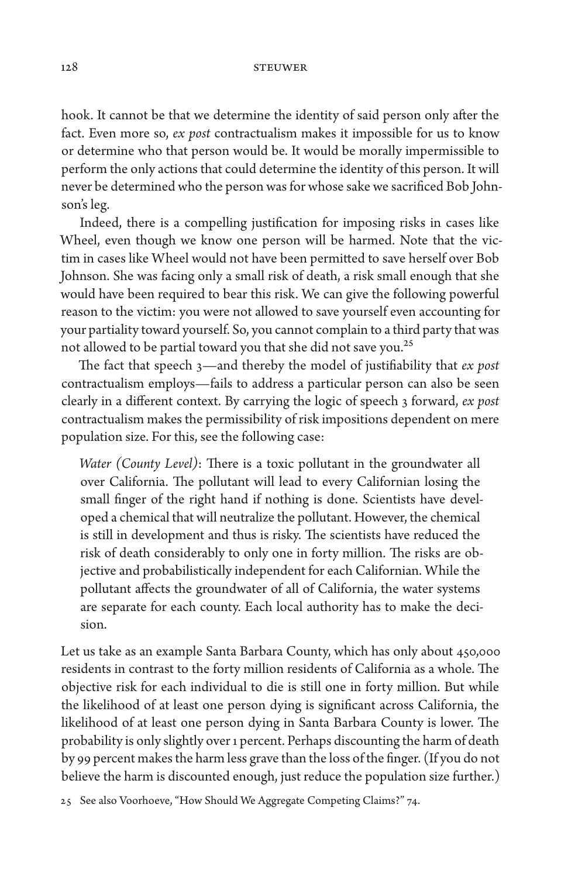hook. It cannot be that we determine the identity of said person only after the fact. Even more so, *ex post* contractualism makes it impossible for us to know or determine who that person would be. It would be morally impermissible to perform the only actions that could determine the identity of this person. It will never be determined who the person was for whose sake we sacrificed Bob Johnson's leg.

Indeed, there is a compelling justification for imposing risks in cases like Wheel, even though we know one person will be harmed. Note that the victim in cases like Wheel would not have been permitted to save herself over Bob Johnson. She was facing only a small risk of death, a risk small enough that she would have been required to bear this risk. We can give the following powerful reason to the victim: you were not allowed to save yourself even accounting for your partiality toward yourself. So, you cannot complain to a third party that was not allowed to be partial toward you that she did not save you.[25]

The fact that speech 3—and thereby the model of justifiability that *ex post* contractualism employs—fails to address a particular person can also be seen clearly in a different context. By carrying the logic of speech 3 forward, *ex post* contractualism makes the permissibility of risk impositions dependent on mere population size. For this, see the following case:

> *Water (County Level)*: There is a toxic pollutant in the groundwater all over California. The pollutant will lead to every Californian losing the small finger of the right hand if nothing is done. Scientists have developed a chemical that will neutralize the pollutant. However, the chemical is still in development and thus is risky. The scientists have reduced the risk of death considerably to only one in forty million. The risks are objective and probabilistically independent for each Californian. While the pollutant affects the groundwater of all of California, the water systems are separate for each county. Each local authority has to make the decision.

Let us take as an example Santa Barbara County, which has only about 450,000 residents in contrast to the forty million residents of California as a whole. The objective risk for each individual to die is still one in forty million. But while the likelihood of at least one person dying is significant across California, the likelihood of at least one person dying in Santa Barbara County is lower. The probability is only slightly over 1 percent. Perhaps discounting the harm of death by 99 percent makes the harm less grave than the loss of the finger. (If you do not believe the harm is discounted enough, just reduce the population size further.)

25 See also Voorhoeve, "How Should We Aggregate Competing Claims?" 74.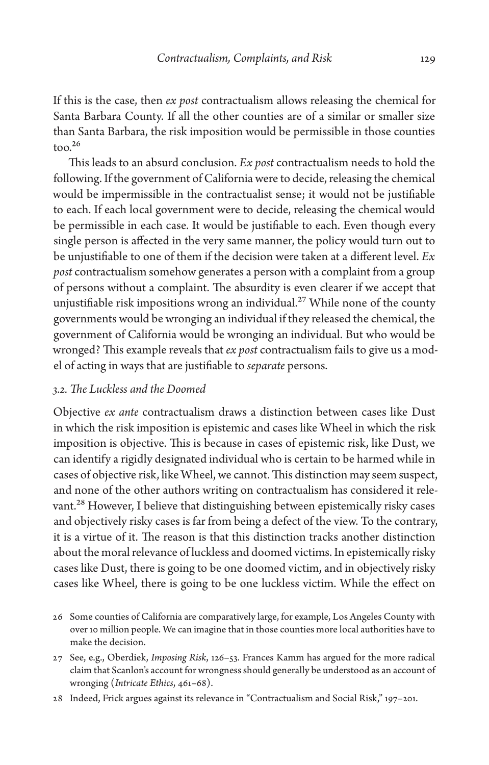If this is the case, then *ex post* contractualism allows releasing the chemical for Santa Barbara County. If all the other counties are of a similar or smaller size than Santa Barbara, the risk imposition would be permissible in those counties too.[26]

This leads to an absurd conclusion. *Ex post* contractualism needs to hold the following. If the government of California were to decide, releasing the chemical would be impermissible in the contractualist sense; it would not be justifiable to each. If each local government were to decide, releasing the chemical would be permissible in each case. It would be justifiable to each. Even though every single person is affected in the very same manner, the policy would turn out to be unjustifiable to one of them if the decision were taken at a different level. *Ex post* contractualism somehow generates a person with a complaint from a group of persons without a complaint. The absurdity is even clearer if we accept that unjustifiable risk impositions wrong an individual.[27] While none of the county governments would be wronging an individual if they released the chemical, the government of California would be wronging an individual. But who would be wronged? This example reveals that *ex post* contractualism fails to give us a model of acting in ways that are justifiable to *separate* persons.

### *3.2. The Luckless and the Doomed*

Objective *ex ante* contractualism draws a distinction between cases like Dust in which the risk imposition is epistemic and cases like Wheel in which the risk imposition is objective. This is because in cases of epistemic risk, like Dust, we can identify a rigidly designated individual who is certain to be harmed while in cases of objective risk, like Wheel, we cannot. This distinction may seem suspect, and none of the other authors writing on contractualism has considered it relevant.[28] However, I believe that distinguishing between epistemically risky cases and objectively risky cases is far from being a defect of the view. To the contrary, it is a virtue of it. The reason is that this distinction tracks another distinction about the moral relevance of luckless and doomed victims. In epistemically risky cases like Dust, there is going to be one doomed victim, and in objectively risky cases like Wheel, there is going to be one luckless victim. While the effect on

26 Some counties of California are comparatively large, for example, Los Angeles County with over 10 million people. We can imagine that in those counties more local authorities have to make the decision.

27 See, e.g., Oberdiek, *Imposing Risk*, 126–53. Frances Kamm has argued for the more radical claim that Scanlon's account for wrongness should generally be understood as an account of wronging (*Intricate Ethics*, 461–68).

28 Indeed, Frick argues against its relevance in "Contractualism and Social Risk," 197–201.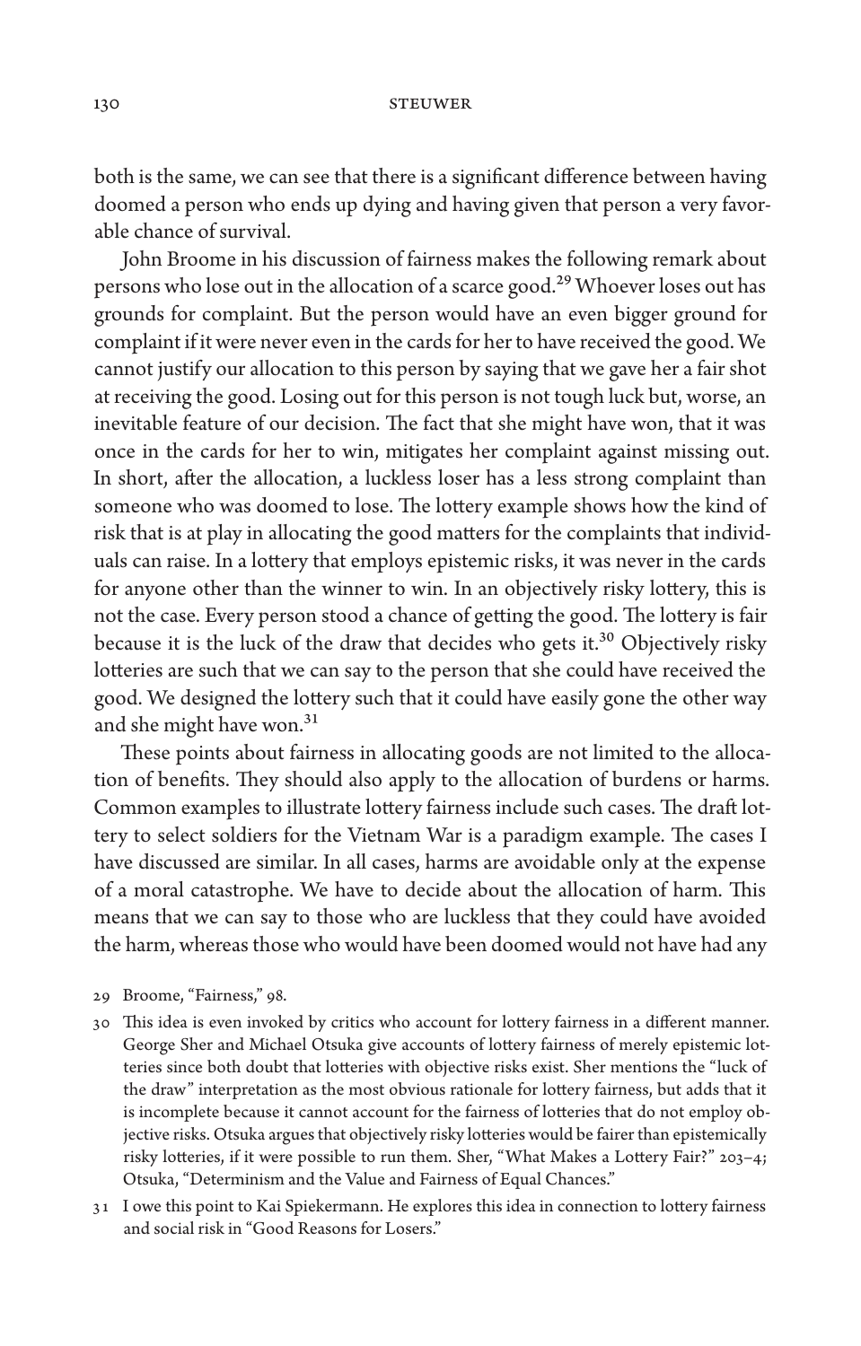both is the same, we can see that there is a significant difference between having doomed a person who ends up dying and having given that person a very favorable chance of survival.

John Broome in his discussion of fairness makes the following remark about persons who lose out in the allocation of a scarce good.[29] Whoever loses out has grounds for complaint. But the person would have an even bigger ground for complaint if it were never even in the cards for her to have received the good. We cannot justify our allocation to this person by saying that we gave her a fair shot at receiving the good. Losing out for this person is not tough luck but, worse, an inevitable feature of our decision. The fact that she might have won, that it was once in the cards for her to win, mitigates her complaint against missing out. In short, after the allocation, a luckless loser has a less strong complaint than someone who was doomed to lose. The lottery example shows how the kind of risk that is at play in allocating the good matters for the complaints that individuals can raise. In a lottery that employs epistemic risks, it was never in the cards for anyone other than the winner to win. In an objectively risky lottery, this is not the case. Every person stood a chance of getting the good. The lottery is fair because it is the luck of the draw that decides who gets it.[30] Objectively risky lotteries are such that we can say to the person that she could have received the good. We designed the lottery such that it could have easily gone the other way and she might have won.[31]

These points about fairness in allocating goods are not limited to the allocation of benefits. They should also apply to the allocation of burdens or harms. Common examples to illustrate lottery fairness include such cases. The draft lottery to select soldiers for the Vietnam War is a paradigm example. The cases I have discussed are similar. In all cases, harms are avoidable only at the expense of a moral catastrophe. We have to decide about the allocation of harm. This means that we can say to those who are luckless that they could have avoided the harm, whereas those who would have been doomed would not have had any

29 Broome, "Fairness," 98.

30 This idea is even invoked by critics who account for lottery fairness in a different manner. George Sher and Michael Otsuka give accounts of lottery fairness of merely epistemic lotteries since both doubt that lotteries with objective risks exist. Sher mentions the "luck of the draw" interpretation as the most obvious rationale for lottery fairness, but adds that it is incomplete because it cannot account for the fairness of lotteries that do not employ objective risks. Otsuka argues that objectively risky lotteries would be fairer than epistemically risky lotteries, if it were possible to run them. Sher, "What Makes a Lottery Fair?" 203–4; Otsuka, "Determinism and the Value and Fairness of Equal Chances."

31 I owe this point to Kai Spiekermann. He explores this idea in connection to lottery fairness and social risk in "Good Reasons for Losers."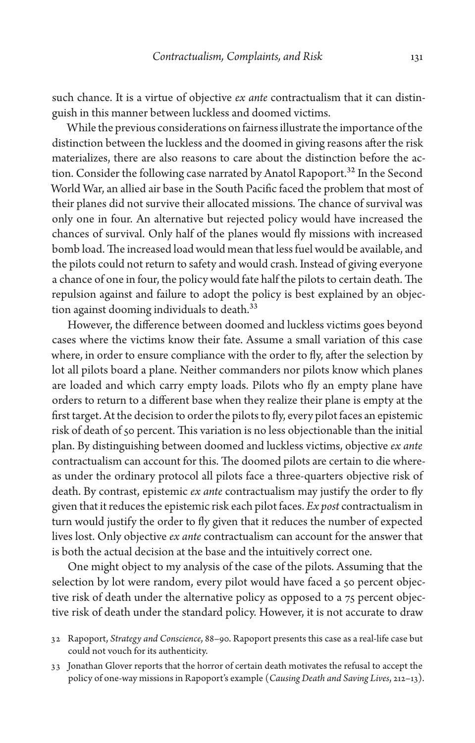such chance. It is a virtue of objective *ex ante* contractualism that it can distinguish in this manner between luckless and doomed victims.

While the previous considerations on fairness illustrate the importance of the distinction between the luckless and the doomed in giving reasons after the risk materializes, there are also reasons to care about the distinction before the action. Consider the following case narrated by Anatol Rapoport.[32] In the Second World War, an allied air base in the South Pacific faced the problem that most of their planes did not survive their allocated missions. The chance of survival was only one in four. An alternative but rejected policy would have increased the chances of survival. Only half of the planes would fly missions with increased bomb load. The increased load would mean that less fuel would be available, and the pilots could not return to safety and would crash. Instead of giving everyone a chance of one in four, the policy would fate half the pilots to certain death. The repulsion against and failure to adopt the policy is best explained by an objection against dooming individuals to death.[33]

However, the difference between doomed and luckless victims goes beyond cases where the victims know their fate. Assume a small variation of this case where, in order to ensure compliance with the order to fly, after the selection by lot all pilots board a plane. Neither commanders nor pilots know which planes are loaded and which carry empty loads. Pilots who fly an empty plane have orders to return to a different base when they realize their plane is empty at the first target. At the decision to order the pilots to fly, every pilot faces an epistemic risk of death of 50 percent. This variation is no less objectionable than the initial plan. By distinguishing between doomed and luckless victims, objective *ex ante* contractualism can account for this. The doomed pilots are certain to die whereas under the ordinary protocol all pilots face a three-quarters objective risk of death. By contrast, epistemic *ex ante* contractualism may justify the order to fly given that it reduces the epistemic risk each pilot faces. *Ex post* contractualism in turn would justify the order to fly given that it reduces the number of expected lives lost. Only objective *ex ante* contractualism can account for the answer that is both the actual decision at the base and the intuitively correct one.

One might object to my analysis of the case of the pilots. Assuming that the selection by lot were random, every pilot would have faced a 50 percent objective risk of death under the alternative policy as opposed to a 75 percent objective risk of death under the standard policy. However, it is not accurate to draw

32 Rapoport, *Strategy and Conscience*, 88–90. Rapoport presents this case as a real-life case but could not vouch for its authenticity.

33 Jonathan Glover reports that the horror of certain death motivates the refusal to accept the policy of one-way missions in Rapoport's example (*Causing Death and Saving Lives*, 212–13).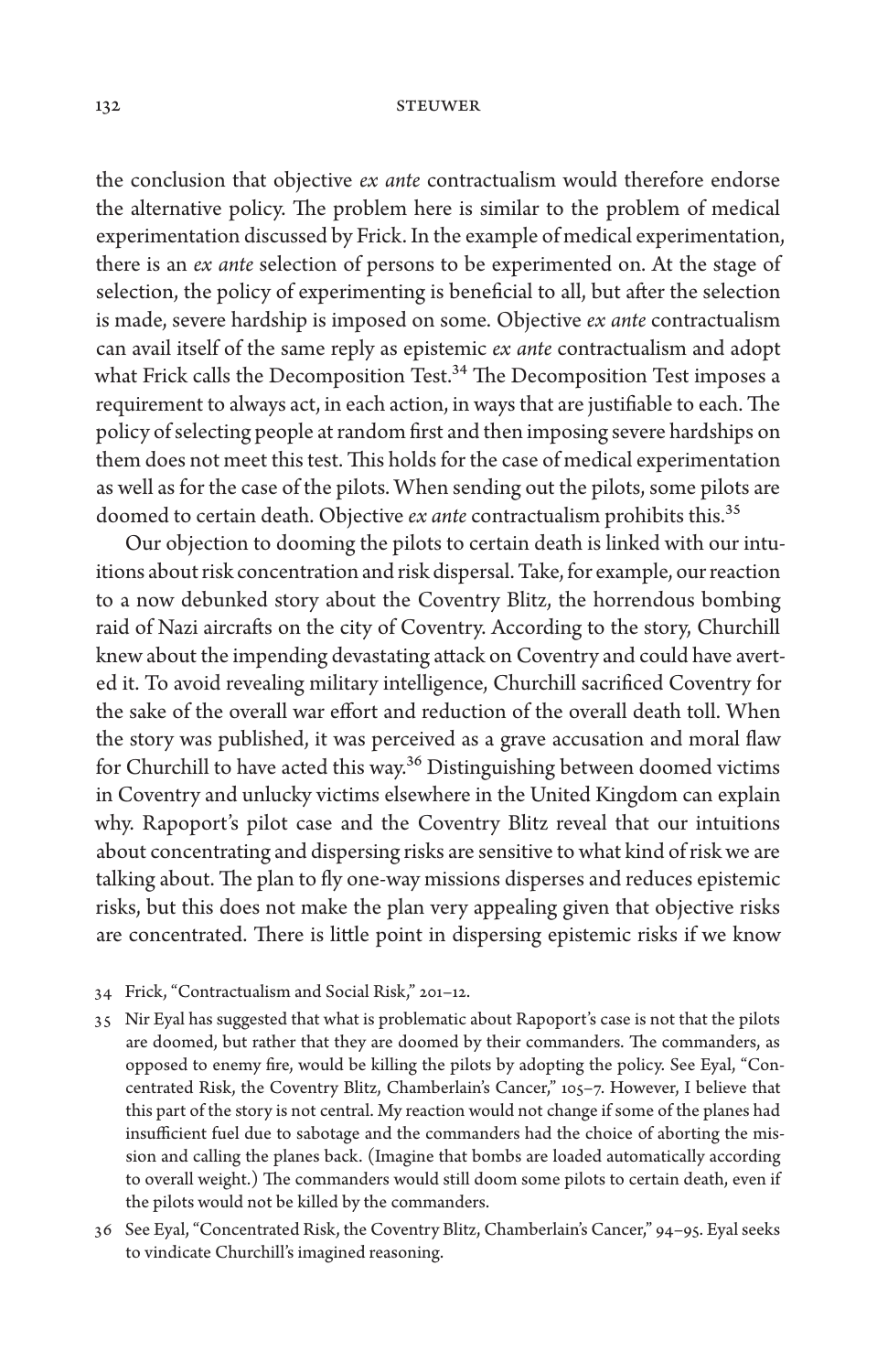the conclusion that objective *ex ante* contractualism would therefore endorse the alternative policy. The problem here is similar to the problem of medical experimentation discussed by Frick. In the example of medical experimentation, there is an *ex ante* selection of persons to be experimented on. At the stage of selection, the policy of experimenting is beneficial to all, but after the selection is made, severe hardship is imposed on some. Objective *ex ante* contractualism can avail itself of the same reply as epistemic *ex ante* contractualism and adopt what Frick calls the Decomposition Test.[34] The Decomposition Test imposes a requirement to always act, in each action, in ways that are justifiable to each. The policy of selecting people at random first and then imposing severe hardships on them does not meet this test. This holds for the case of medical experimentation as well as for the case of the pilots. When sending out the pilots, some pilots are doomed to certain death. Objective *ex ante* contractualism prohibits this.[35]

Our objection to dooming the pilots to certain death is linked with our intuitions about risk concentration and risk dispersal. Take, for example, our reaction to a now debunked story about the Coventry Blitz, the horrendous bombing raid of Nazi aircrafts on the city of Coventry. According to the story, Churchill knew about the impending devastating attack on Coventry and could have averted it. To avoid revealing military intelligence, Churchill sacrificed Coventry for the sake of the overall war effort and reduction of the overall death toll. When the story was published, it was perceived as a grave accusation and moral flaw for Churchill to have acted this way.[36] Distinguishing between doomed victims in Coventry and unlucky victims elsewhere in the United Kingdom can explain why. Rapoport's pilot case and the Coventry Blitz reveal that our intuitions about concentrating and dispersing risks are sensitive to what kind of risk we are talking about. The plan to fly one-way missions disperses and reduces epistemic risks, but this does not make the plan very appealing given that objective risks are concentrated. There is little point in dispersing epistemic risks if we know

34 Frick, "Contractualism and Social Risk," 201–12.

35 Nir Eyal has suggested that what is problematic about Rapoport's case is not that the pilots are doomed, but rather that they are doomed by their commanders. The commanders, as opposed to enemy fire, would be killing the pilots by adopting the policy. See Eyal, "Concentrated Risk, the Coventry Blitz, Chamberlain's Cancer," 105–7. However, I believe that this part of the story is not central. My reaction would not change if some of the planes had insufficient fuel due to sabotage and the commanders had the choice of aborting the mission and calling the planes back. (Imagine that bombs are loaded automatically according to overall weight.) The commanders would still doom some pilots to certain death, even if the pilots would not be killed by the commanders.

36 See Eyal, "Concentrated Risk, the Coventry Blitz, Chamberlain's Cancer," 94–95. Eyal seeks to vindicate Churchill's imagined reasoning.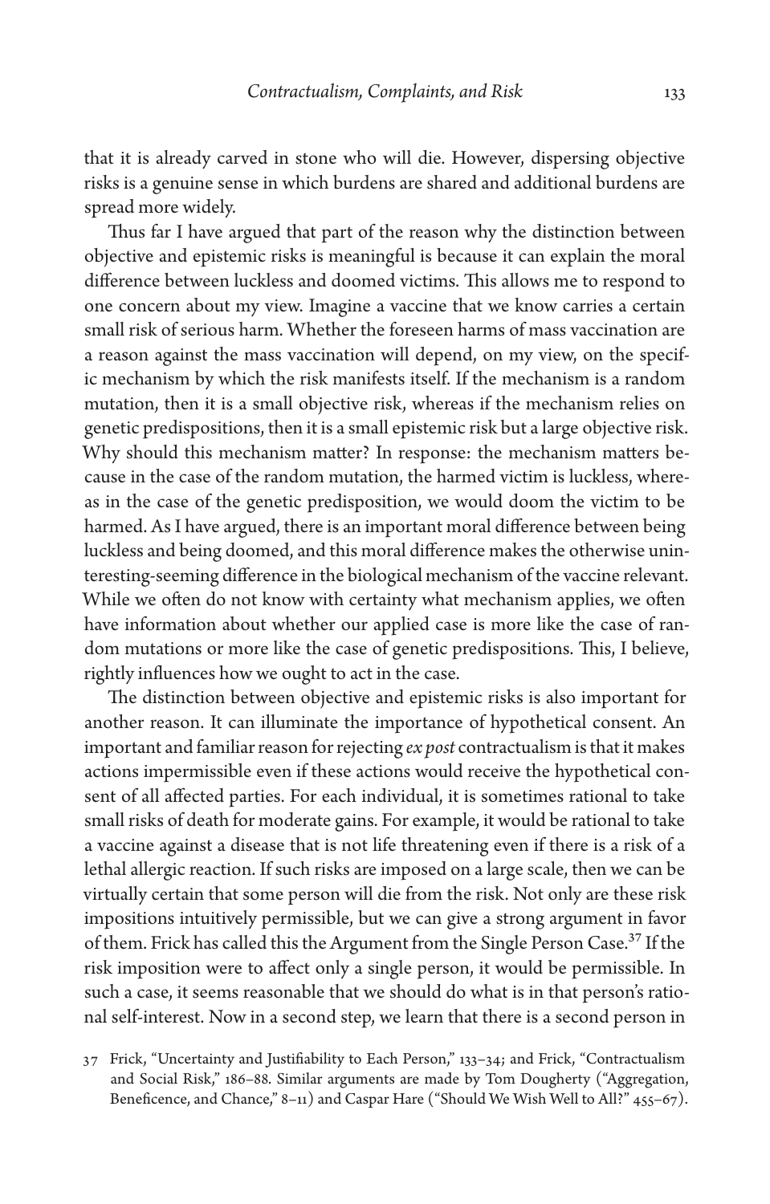that it is already carved in stone who will die. However, dispersing objective risks is a genuine sense in which burdens are shared and additional burdens are spread more widely.

Thus far I have argued that part of the reason why the distinction between objective and epistemic risks is meaningful is because it can explain the moral difference between luckless and doomed victims. This allows me to respond to one concern about my view. Imagine a vaccine that we know carries a certain small risk of serious harm. Whether the foreseen harms of mass vaccination are a reason against the mass vaccination will depend, on my view, on the specific mechanism by which the risk manifests itself. If the mechanism is a random mutation, then it is a small objective risk, whereas if the mechanism relies on genetic predispositions, then it is a small epistemic risk but a large objective risk. Why should this mechanism matter? In response: the mechanism matters because in the case of the random mutation, the harmed victim is luckless, whereas in the case of the genetic predisposition, we would doom the victim to be harmed. As I have argued, there is an important moral difference between being luckless and being doomed, and this moral difference makes the otherwise uninteresting-seeming difference in the biological mechanism of the vaccine relevant. While we often do not know with certainty what mechanism applies, we often have information about whether our applied case is more like the case of random mutations or more like the case of genetic predispositions. This, I believe, rightly influences how we ought to act in the case.

The distinction between objective and epistemic risks is also important for another reason. It can illuminate the importance of hypothetical consent. An important and familiar reason for rejecting *ex post* contractualism is that it makes actions impermissible even if these actions would receive the hypothetical consent of all affected parties. For each individual, it is sometimes rational to take small risks of death for moderate gains. For example, it would be rational to take a vaccine against a disease that is not life threatening even if there is a risk of a lethal allergic reaction. If such risks are imposed on a large scale, then we can be virtually certain that some person will die from the risk. Not only are these risk impositions intuitively permissible, but we can give a strong argument in favor of them. Frick has called this the Argument from the Single Person Case.[37] If the risk imposition were to affect only a single person, it would be permissible. In such a case, it seems reasonable that we should do what is in that person's rational self-interest. Now in a second step, we learn that there is a second person in

37 Frick, "Uncertainty and Justifiability to Each Person," 133–34; and Frick, "Contractualism and Social Risk," 186–88. Similar arguments are made by Tom Dougherty ("Aggregation, Beneficence, and Chance," 8–11) and Caspar Hare ("Should We Wish Well to All?" 455–67).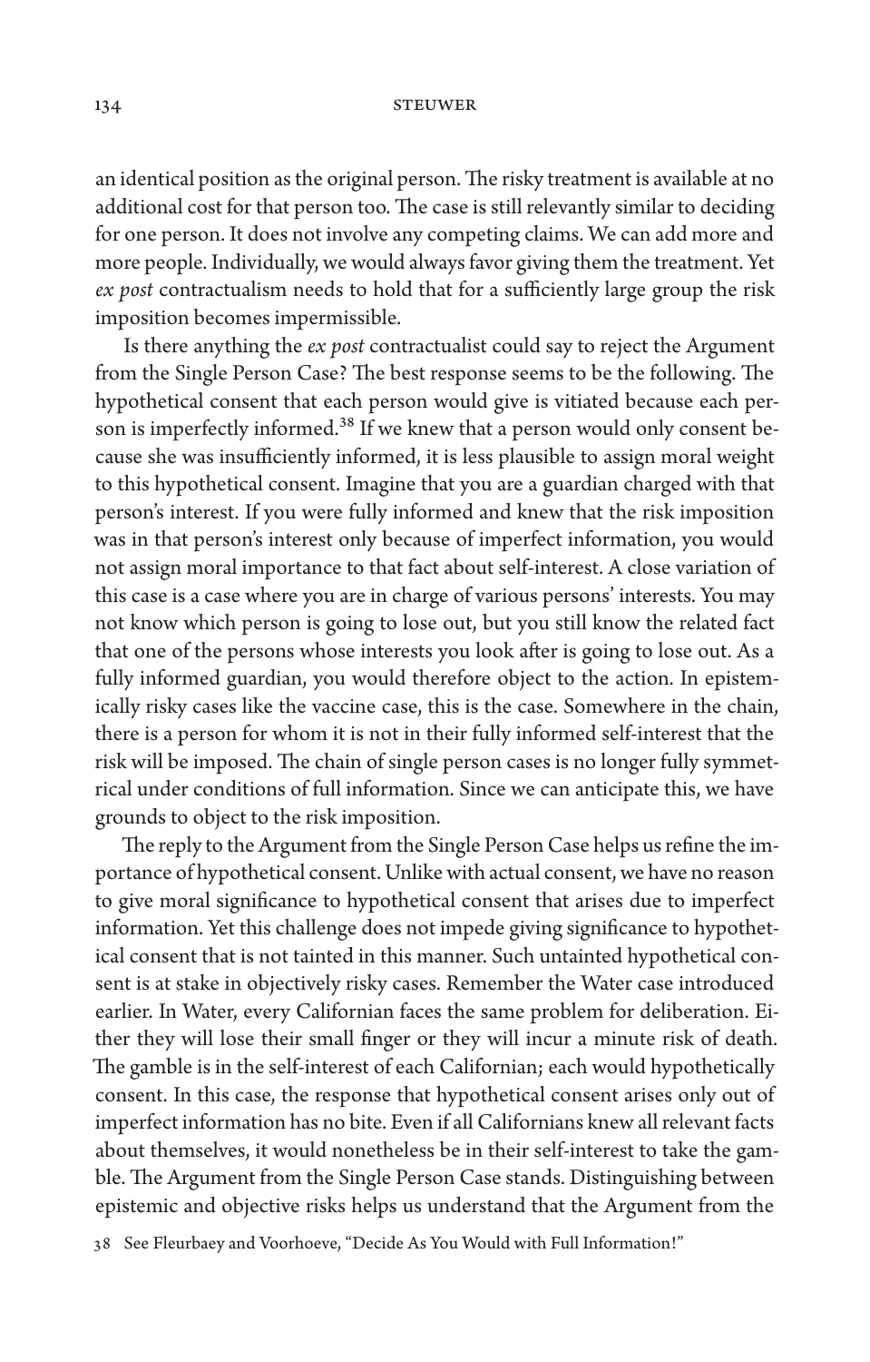an identical position as the original person. The risky treatment is available at no additional cost for that person too. The case is still relevantly similar to deciding for one person. It does not involve any competing claims. We can add more and more people. Individually, we would always favor giving them the treatment. Yet *ex post* contractualism needs to hold that for a sufficiently large group the risk imposition becomes impermissible.

Is there anything the *ex post* contractualist could say to reject the Argument from the Single Person Case? The best response seems to be the following. The hypothetical consent that each person would give is vitiated because each person is imperfectly informed.[38] If we knew that a person would only consent because she was insufficiently informed, it is less plausible to assign moral weight to this hypothetical consent. Imagine that you are a guardian charged with that person's interest. If you were fully informed and knew that the risk imposition was in that person's interest only because of imperfect information, you would not assign moral importance to that fact about self-interest. A close variation of this case is a case where you are in charge of various persons' interests. You may not know which person is going to lose out, but you still know the related fact that one of the persons whose interests you look after is going to lose out. As a fully informed guardian, you would therefore object to the action. In epistemically risky cases like the vaccine case, this is the case. Somewhere in the chain, there is a person for whom it is not in their fully informed self-interest that the risk will be imposed. The chain of single person cases is no longer fully symmetrical under conditions of full information. Since we can anticipate this, we have grounds to object to the risk imposition.

The reply to the Argument from the Single Person Case helps us refine the importance of hypothetical consent. Unlike with actual consent, we have no reason to give moral significance to hypothetical consent that arises due to imperfect information. Yet this challenge does not impede giving significance to hypothetical consent that is not tainted in this manner. Such untainted hypothetical consent is at stake in objectively risky cases. Remember the Water case introduced earlier. In Water, every Californian faces the same problem for deliberation. Either they will lose their small finger or they will incur a minute risk of death. The gamble is in the self-interest of each Californian; each would hypothetically consent. In this case, the response that hypothetical consent arises only out of imperfect information has no bite. Even if all Californians knew all relevant facts about themselves, it would nonetheless be in their self-interest to take the gamble. The Argument from the Single Person Case stands. Distinguishing between epistemic and objective risks helps us understand that the Argument from the

38 See Fleurbaey and Voorhoeve, "Decide As You Would with Full Information!"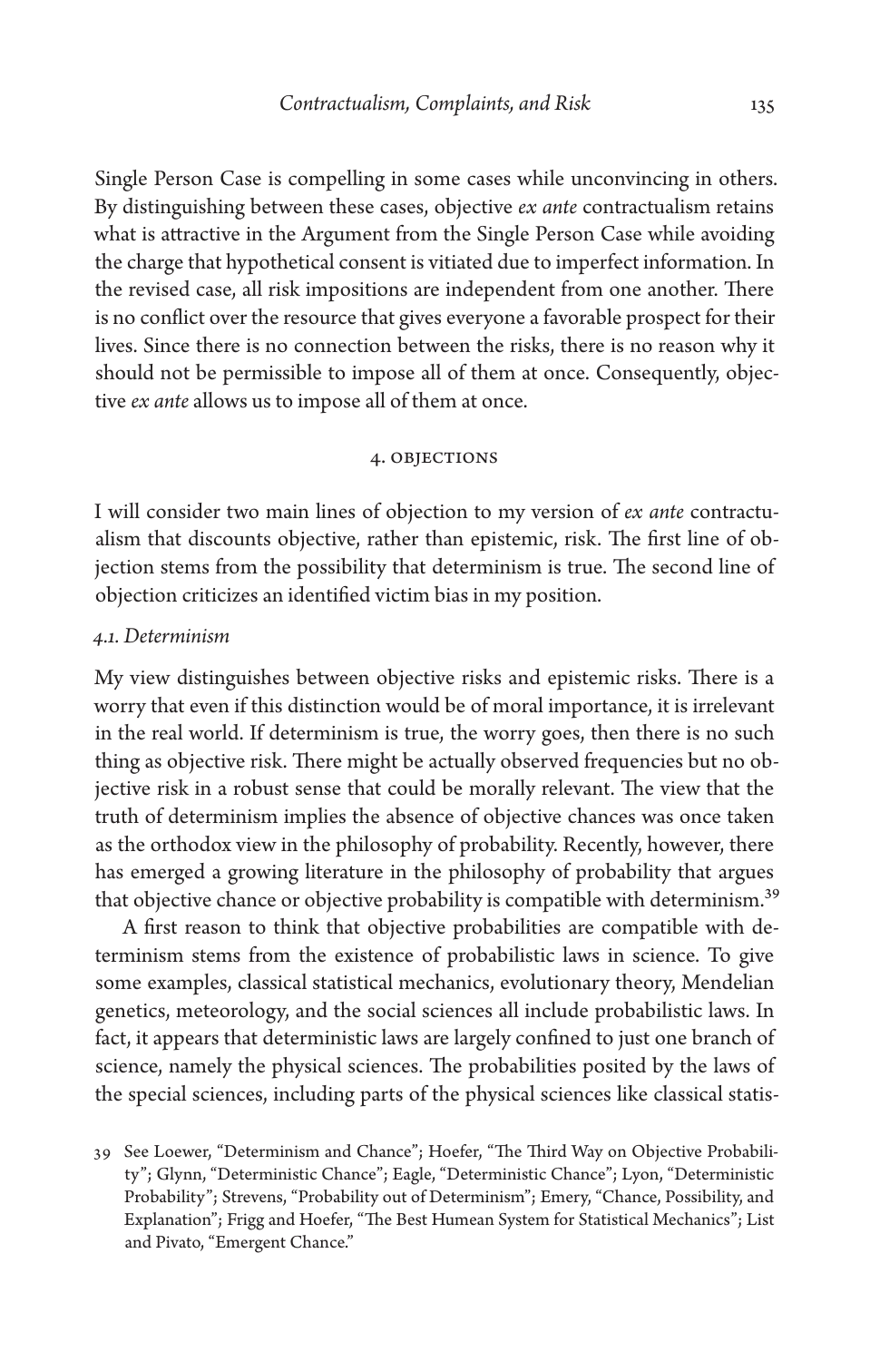Single Person Case is compelling in some cases while unconvincing in others. By distinguishing between these cases, objective *ex ante* contractualism retains what is attractive in the Argument from the Single Person Case while avoiding the charge that hypothetical consent is vitiated due to imperfect information. In the revised case, all risk impositions are independent from one another. There is no conflict over the resource that gives everyone a favorable prospect for their lives. Since there is no connection between the risks, there is no reason why it should not be permissible to impose all of them at once. Consequently, objective *ex ante* allows us to impose all of them at once.

## 4. Objections

I will consider two main lines of objection to my version of *ex ante* contractualism that discounts objective, rather than epistemic, risk. The first line of objection stems from the possibility that determinism is true. The second line of objection criticizes an identified victim bias in my position.

### *4.1. Determinism*

My view distinguishes between objective risks and epistemic risks. There is a worry that even if this distinction would be of moral importance, it is irrelevant in the real world. If determinism is true, the worry goes, then there is no such thing as objective risk. There might be actually observed frequencies but no objective risk in a robust sense that could be morally relevant. The view that the truth of determinism implies the absence of objective chances was once taken as the orthodox view in the philosophy of probability. Recently, however, there has emerged a growing literature in the philosophy of probability that argues that objective chance or objective probability is compatible with determinism.[39]

A first reason to think that objective probabilities are compatible with determinism stems from the existence of probabilistic laws in science. To give some examples, classical statistical mechanics, evolutionary theory, Mendelian genetics, meteorology, and the social sciences all include probabilistic laws. In fact, it appears that deterministic laws are largely confined to just one branch of science, namely the physical sciences. The probabilities posited by the laws of the special sciences, including parts of the physical sciences like classical statis-

39 See Loewer, "Determinism and Chance"; Hoefer, "The Third Way on Objective Probability"; Glynn, "Deterministic Chance"; Eagle, "Deterministic Chance"; Lyon, "Deterministic Probability"; Strevens, "Probability out of Determinism"; Emery, "Chance, Possibility, and Explanation"; Frigg and Hoefer, "The Best Humean System for Statistical Mechanics"; List and Pivato, "Emergent Chance."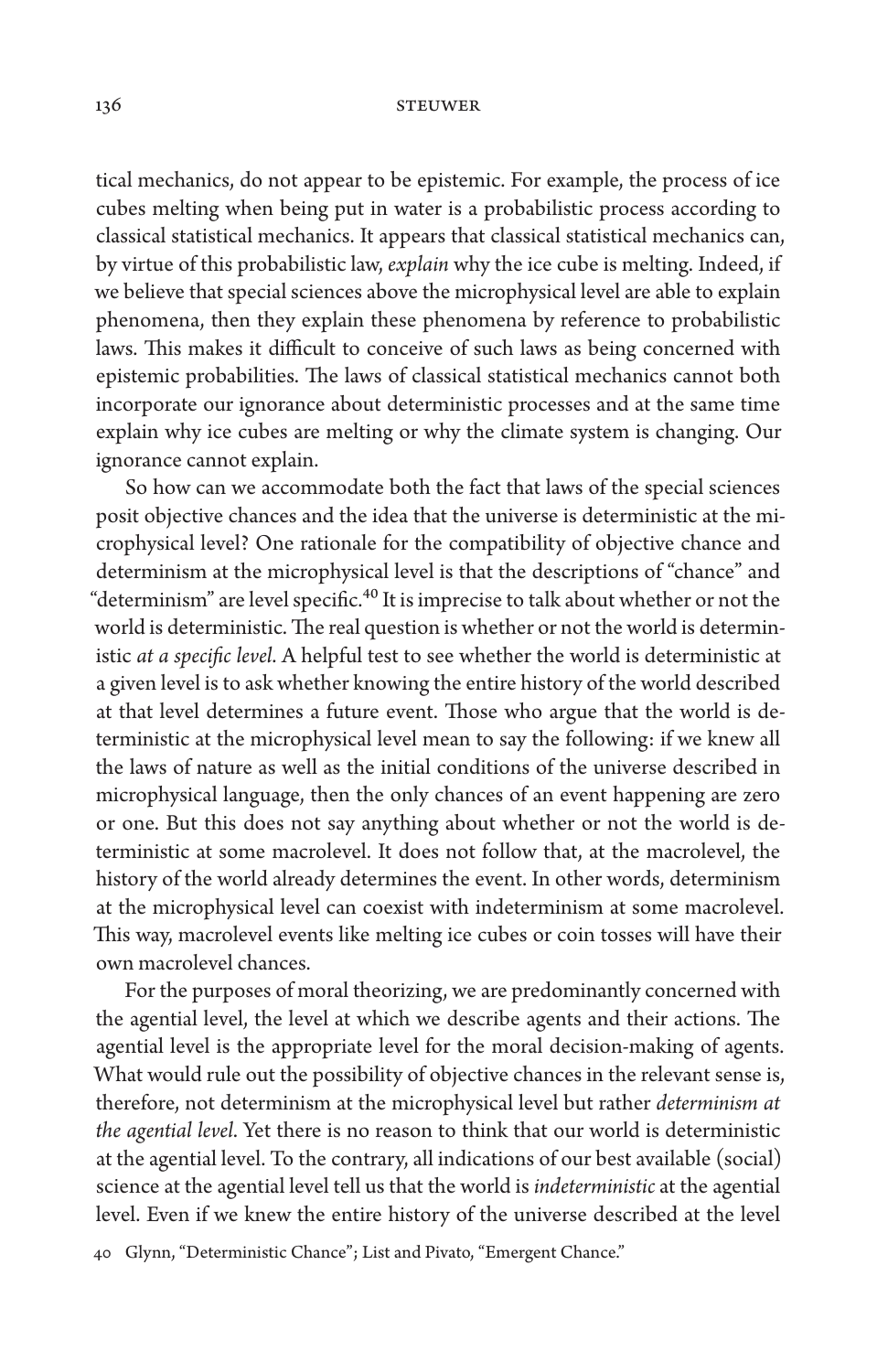tical mechanics, do not appear to be epistemic. For example, the process of ice cubes melting when being put in water is a probabilistic process according to classical statistical mechanics. It appears that classical statistical mechanics can, by virtue of this probabilistic law, *explain* why the ice cube is melting. Indeed, if we believe that special sciences above the microphysical level are able to explain phenomena, then they explain these phenomena by reference to probabilistic laws. This makes it difficult to conceive of such laws as being concerned with epistemic probabilities. The laws of classical statistical mechanics cannot both incorporate our ignorance about deterministic processes and at the same time explain why ice cubes are melting or why the climate system is changing. Our ignorance cannot explain.

So how can we accommodate both the fact that laws of the special sciences posit objective chances and the idea that the universe is deterministic at the microphysical level? One rationale for the compatibility of objective chance and determinism at the microphysical level is that the descriptions of "chance" and "determinism" are level specific.[40] It is imprecise to talk about whether or not the world is deterministic. The real question is whether or not the world is deterministic *at a specific level*. A helpful test to see whether the world is deterministic at a given level is to ask whether knowing the entire history of the world described at that level determines a future event. Those who argue that the world is deterministic at the microphysical level mean to say the following: if we knew all the laws of nature as well as the initial conditions of the universe described in microphysical language, then the only chances of an event happening are zero or one. But this does not say anything about whether or not the world is deterministic at some macrolevel. It does not follow that, at the macrolevel, the history of the world already determines the event. In other words, determinism at the microphysical level can coexist with indeterminism at some macrolevel. This way, macrolevel events like melting ice cubes or coin tosses will have their own macrolevel chances.

For the purposes of moral theorizing, we are predominantly concerned with the agential level, the level at which we describe agents and their actions. The agential level is the appropriate level for the moral decision-making of agents. What would rule out the possibility of objective chances in the relevant sense is, therefore, not determinism at the microphysical level but rather *determinism at the agential level*. Yet there is no reason to think that our world is deterministic at the agential level. To the contrary, all indications of our best available (social) science at the agential level tell us that the world is *indeterministic* at the agential level. Even if we knew the entire history of the universe described at the level

40 Glynn, "Deterministic Chance"; List and Pivato, "Emergent Chance."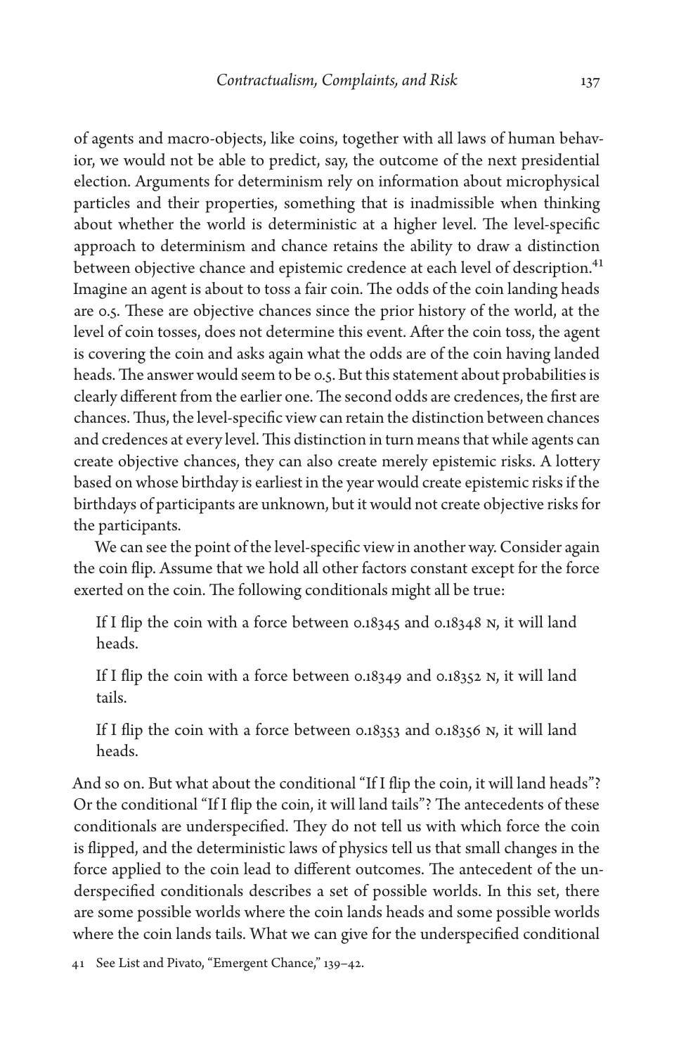of agents and macro-objects, like coins, together with all laws of human behavior, we would not be able to predict, say, the outcome of the next presidential election. Arguments for determinism rely on information about microphysical particles and their properties, something that is inadmissible when thinking about whether the world is deterministic at a higher level. The level-specific approach to determinism and chance retains the ability to draw a distinction between objective chance and epistemic credence at each level of description.[41] Imagine an agent is about to toss a fair coin. The odds of the coin landing heads are 0.5. These are objective chances since the prior history of the world, at the level of coin tosses, does not determine this event. After the coin toss, the agent is covering the coin and asks again what the odds are of the coin having landed heads. The answer would seem to be 0.5. But this statement about probabilities is clearly different from the earlier one. The second odds are credences, the first are chances. Thus, the level-specific view can retain the distinction between chances and credences at every level. This distinction in turn means that while agents can create objective chances, they can also create merely epistemic risks. A lottery based on whose birthday is earliest in the year would create epistemic risks if the birthdays of participants are unknown, but it would not create objective risks for the participants.

We can see the point of the level-specific view in another way. Consider again the coin flip. Assume that we hold all other factors constant except for the force exerted on the coin. The following conditionals might all be true:

> If I flip the coin with a force between 0.18345 and 0.18348 N, it will land heads.
>
> If I flip the coin with a force between 0.18349 and 0.18352 N, it will land tails.
>
> If I flip the coin with a force between 0.18353 and 0.18356 N, it will land heads.

And so on. But what about the conditional "If I flip the coin, it will land heads"? Or the conditional "If I flip the coin, it will land tails"? The antecedents of these conditionals are underspecified. They do not tell us with which force the coin is flipped, and the deterministic laws of physics tell us that small changes in the force applied to the coin lead to different outcomes. The antecedent of the underspecified conditionals describes a set of possible worlds. In this set, there are some possible worlds where the coin lands heads and some possible worlds where the coin lands tails. What we can give for the underspecified conditional

41 See List and Pivato, "Emergent Chance," 139–42.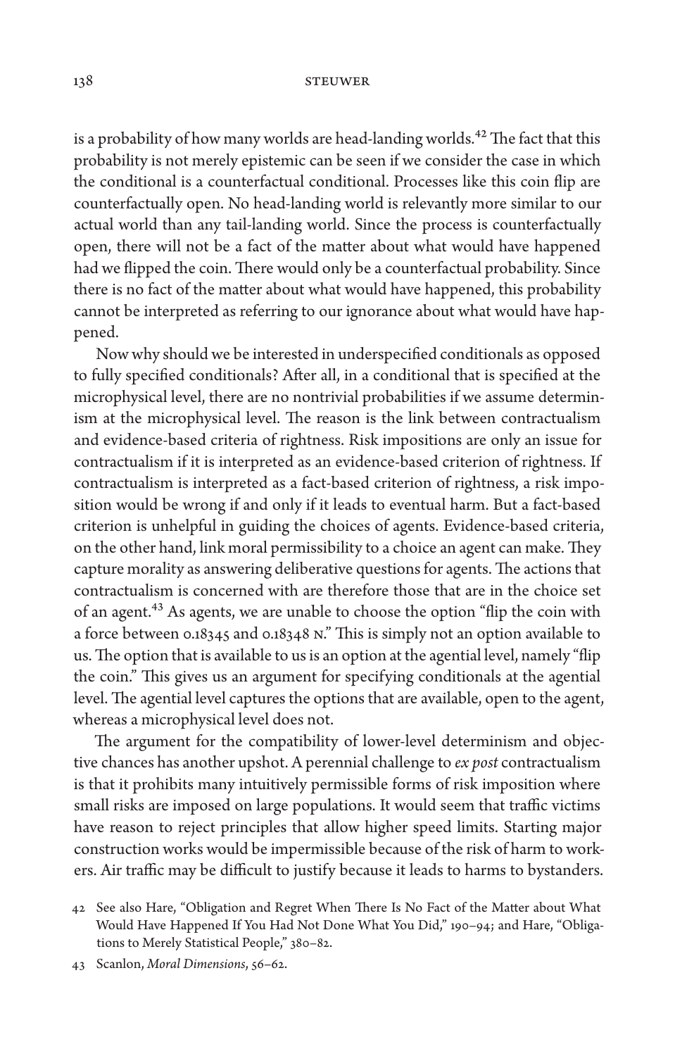is a probability of how many worlds are head-landing worlds.[42] The fact that this probability is not merely epistemic can be seen if we consider the case in which the conditional is a counterfactual conditional. Processes like this coin flip are counterfactually open. No head-landing world is relevantly more similar to our actual world than any tail-landing world. Since the process is counterfactually open, there will not be a fact of the matter about what would have happened had we flipped the coin. There would only be a counterfactual probability. Since there is no fact of the matter about what would have happened, this probability cannot be interpreted as referring to our ignorance about what would have happened.

Now why should we be interested in underspecified conditionals as opposed to fully specified conditionals? After all, in a conditional that is specified at the microphysical level, there are no nontrivial probabilities if we assume determinism at the microphysical level. The reason is the link between contractualism and evidence-based criteria of rightness. Risk impositions are only an issue for contractualism if it is interpreted as an evidence-based criterion of rightness. If contractualism is interpreted as a fact-based criterion of rightness, a risk imposition would be wrong if and only if it leads to eventual harm. But a fact-based criterion is unhelpful in guiding the choices of agents. Evidence-based criteria, on the other hand, link moral permissibility to a choice an agent can make. They capture morality as answering deliberative questions for agents. The actions that contractualism is concerned with are therefore those that are in the choice set of an agent.[43] As agents, we are unable to choose the option "flip the coin with a force between 0.18345 and 0.18348 N." This is simply not an option available to us. The option that is available to us is an option at the agential level, namely "flip the coin." This gives us an argument for specifying conditionals at the agential level. The agential level captures the options that are available, open to the agent, whereas a microphysical level does not.

The argument for the compatibility of lower-level determinism and objective chances has another upshot. A perennial challenge to *ex post* contractualism is that it prohibits many intuitively permissible forms of risk imposition where small risks are imposed on large populations. It would seem that traffic victims have reason to reject principles that allow higher speed limits. Starting major construction works would be impermissible because of the risk of harm to workers. Air traffic may be difficult to justify because it leads to harms to bystanders.

42 See also Hare, "Obligation and Regret When There Is No Fact of the Matter about What Would Have Happened If You Had Not Done What You Did," 190–94; and Hare, "Obligations to Merely Statistical People," 380–82.

43 Scanlon, *Moral Dimensions*, 56–62.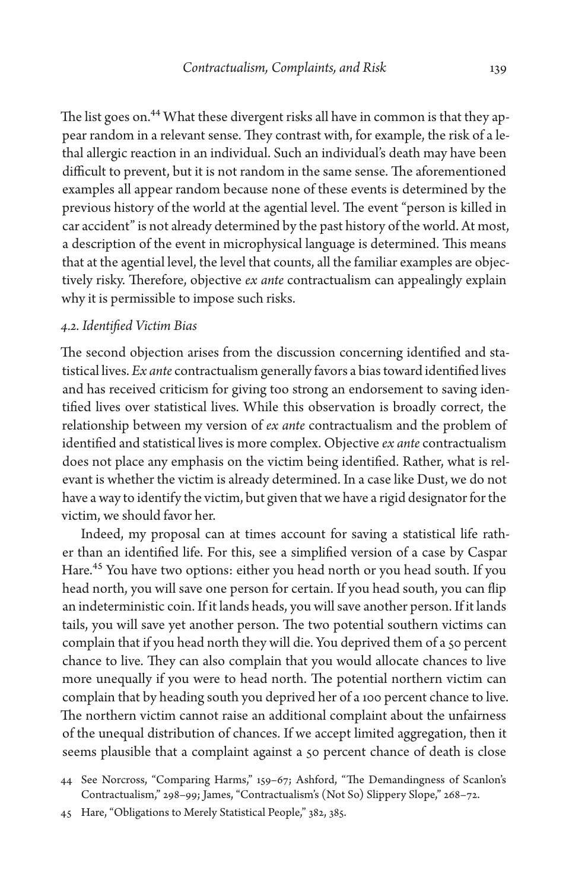The list goes on.[44] What these divergent risks all have in common is that they appear random in a relevant sense. They contrast with, for example, the risk of a lethal allergic reaction in an individual. Such an individual's death may have been difficult to prevent, but it is not random in the same sense. The aforementioned examples all appear random because none of these events is determined by the previous history of the world at the agential level. The event "person is killed in car accident" is not already determined by the past history of the world. At most, a description of the event in microphysical language is determined. This means that at the agential level, the level that counts, all the familiar examples are objectively risky. Therefore, objective *ex ante* contractualism can appealingly explain why it is permissible to impose such risks.

### *4.2. Identified Victim Bias*

The second objection arises from the discussion concerning identified and statistical lives. *Ex ante* contractualism generally favors a bias toward identified lives and has received criticism for giving too strong an endorsement to saving identified lives over statistical lives. While this observation is broadly correct, the relationship between my version of *ex ante* contractualism and the problem of identified and statistical lives is more complex. Objective *ex ante* contractualism does not place any emphasis on the victim being identified. Rather, what is relevant is whether the victim is already determined. In a case like Dust, we do not have a way to identify the victim, but given that we have a rigid designator for the victim, we should favor her.

Indeed, my proposal can at times account for saving a statistical life rather than an identified life. For this, see a simplified version of a case by Caspar Hare.[45] You have two options: either you head north or you head south. If you head north, you will save one person for certain. If you head south, you can flip an indeterministic coin. If it lands heads, you will save another person. If it lands tails, you will save yet another person. The two potential southern victims can complain that if you head north they will die. You deprived them of a 50 percent chance to live. They can also complain that you would allocate chances to live more unequally if you were to head north. The potential northern victim can complain that by heading south you deprived her of a 100 percent chance to live. The northern victim cannot raise an additional complaint about the unfairness of the unequal distribution of chances. If we accept limited aggregation, then it seems plausible that a complaint against a 50 percent chance of death is close

44 See Norcross, "Comparing Harms," 159–67; Ashford, "The Demandingness of Scanlon's Contractualism," 298–99; James, "Contractualism's (Not So) Slippery Slope," 268–72.

45 Hare, "Obligations to Merely Statistical People," 382, 385.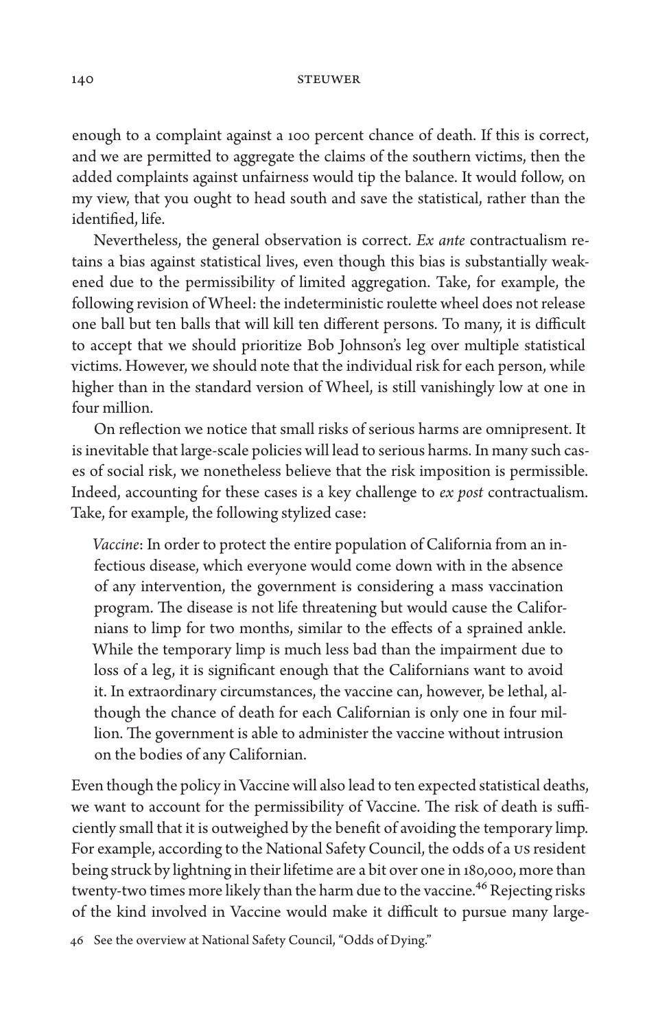enough to a complaint against a 100 percent chance of death. If this is correct, and we are permitted to aggregate the claims of the southern victims, then the added complaints against unfairness would tip the balance. It would follow, on my view, that you ought to head south and save the statistical, rather than the identified, life.

Nevertheless, the general observation is correct. *Ex ante* contractualism retains a bias against statistical lives, even though this bias is substantially weakened due to the permissibility of limited aggregation. Take, for example, the following revision of Wheel: the indeterministic roulette wheel does not release one ball but ten balls that will kill ten different persons. To many, it is difficult to accept that we should prioritize Bob Johnson's leg over multiple statistical victims. However, we should note that the individual risk for each person, while higher than in the standard version of Wheel, is still vanishingly low at one in four million.

On reflection we notice that small risks of serious harms are omnipresent. It is inevitable that large-scale policies will lead to serious harms. In many such cases of social risk, we nonetheless believe that the risk imposition is permissible. Indeed, accounting for these cases is a key challenge to *ex post* contractualism. Take, for example, the following stylized case:

> *Vaccine*: In order to protect the entire population of California from an infectious disease, which everyone would come down with in the absence of any intervention, the government is considering a mass vaccination program. The disease is not life threatening but would cause the Californians to limp for two months, similar to the effects of a sprained ankle. While the temporary limp is much less bad than the impairment due to loss of a leg, it is significant enough that the Californians want to avoid it. In extraordinary circumstances, the vaccine can, however, be lethal, although the chance of death for each Californian is only one in four million. The government is able to administer the vaccine without intrusion on the bodies of any Californian.

Even though the policy in Vaccine will also lead to ten expected statistical deaths, we want to account for the permissibility of Vaccine. The risk of death is sufficiently small that it is outweighed by the benefit of avoiding the temporary limp. For example, according to the National Safety Council, the odds of a US resident being struck by lightning in their lifetime are a bit over one in 180,000, more than twenty-two times more likely than the harm due to the vaccine.[46] Rejecting risks of the kind involved in Vaccine would make it difficult to pursue many large-

46 See the overview at National Safety Council, "Odds of Dying."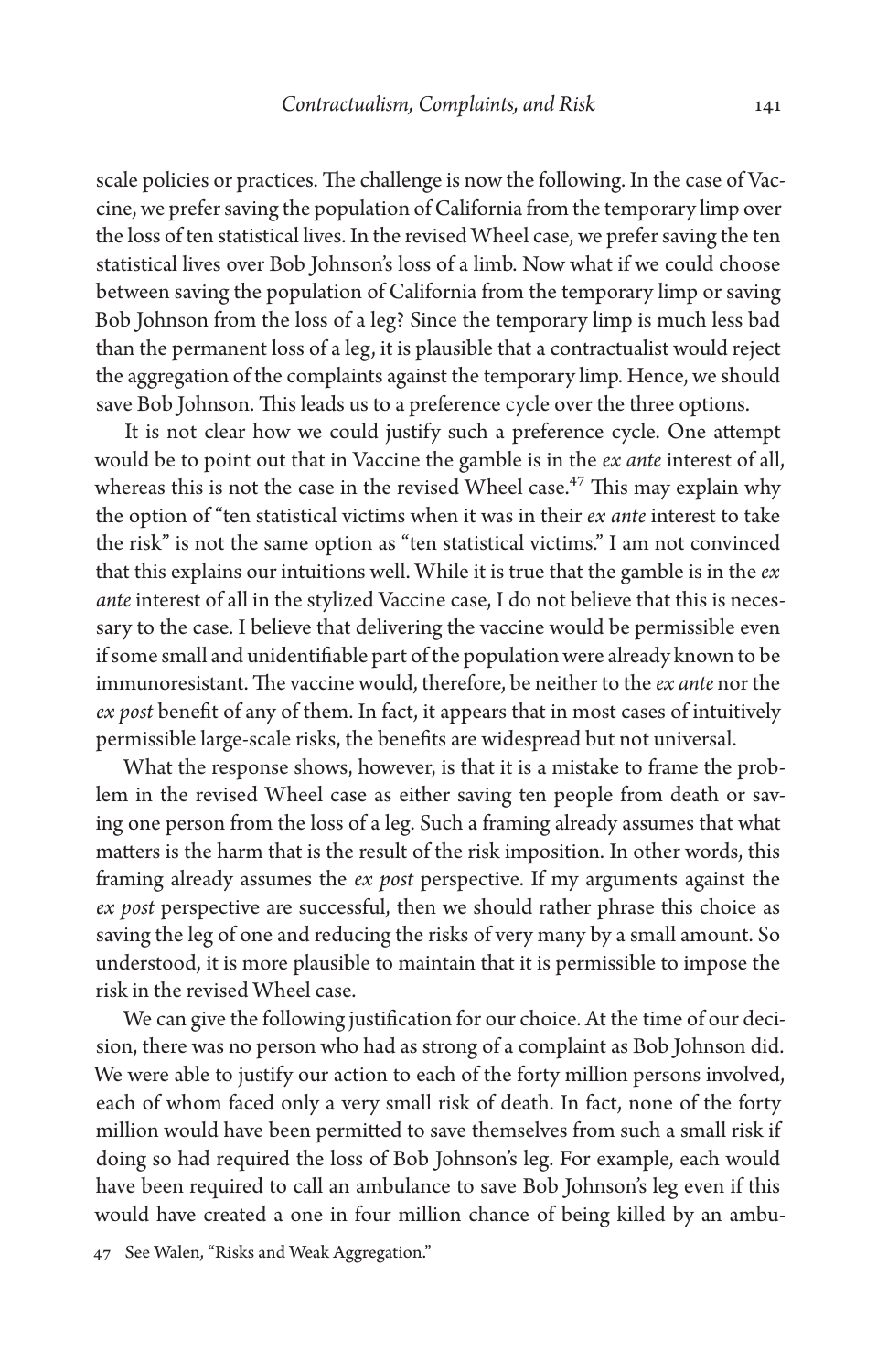scale policies or practices. The challenge is now the following. In the case of Vaccine, we prefer saving the population of California from the temporary limp over the loss of ten statistical lives. In the revised Wheel case, we prefer saving the ten statistical lives over Bob Johnson's loss of a limb. Now what if we could choose between saving the population of California from the temporary limp or saving Bob Johnson from the loss of a leg? Since the temporary limp is much less bad than the permanent loss of a leg, it is plausible that a contractualist would reject the aggregation of the complaints against the temporary limp. Hence, we should save Bob Johnson. This leads us to a preference cycle over the three options.

It is not clear how we could justify such a preference cycle. One attempt would be to point out that in Vaccine the gamble is in the *ex ante* interest of all, whereas this is not the case in the revised Wheel case.[47] This may explain why the option of "ten statistical victims when it was in their *ex ante* interest to take the risk" is not the same option as "ten statistical victims." I am not convinced that this explains our intuitions well. While it is true that the gamble is in the *ex ante* interest of all in the stylized Vaccine case, I do not believe that this is necessary to the case. I believe that delivering the vaccine would be permissible even if some small and unidentifiable part of the population were already known to be immunoresistant. The vaccine would, therefore, be neither to the *ex ante* nor the *ex post* benefit of any of them. In fact, it appears that in most cases of intuitively permissible large-scale risks, the benefits are widespread but not universal.

What the response shows, however, is that it is a mistake to frame the problem in the revised Wheel case as either saving ten people from death or saving one person from the loss of a leg. Such a framing already assumes that what matters is the harm that is the result of the risk imposition. In other words, this framing already assumes the *ex post* perspective. If my arguments against the *ex post* perspective are successful, then we should rather phrase this choice as saving the leg of one and reducing the risks of very many by a small amount. So understood, it is more plausible to maintain that it is permissible to impose the risk in the revised Wheel case.

We can give the following justification for our choice. At the time of our decision, there was no person who had as strong of a complaint as Bob Johnson did. We were able to justify our action to each of the forty million persons involved, each of whom faced only a very small risk of death. In fact, none of the forty million would have been permitted to save themselves from such a small risk if doing so had required the loss of Bob Johnson's leg. For example, each would have been required to call an ambulance to save Bob Johnson's leg even if this would have created a one in four million chance of being killed by an ambu-

47 See Walen, "Risks and Weak Aggregation."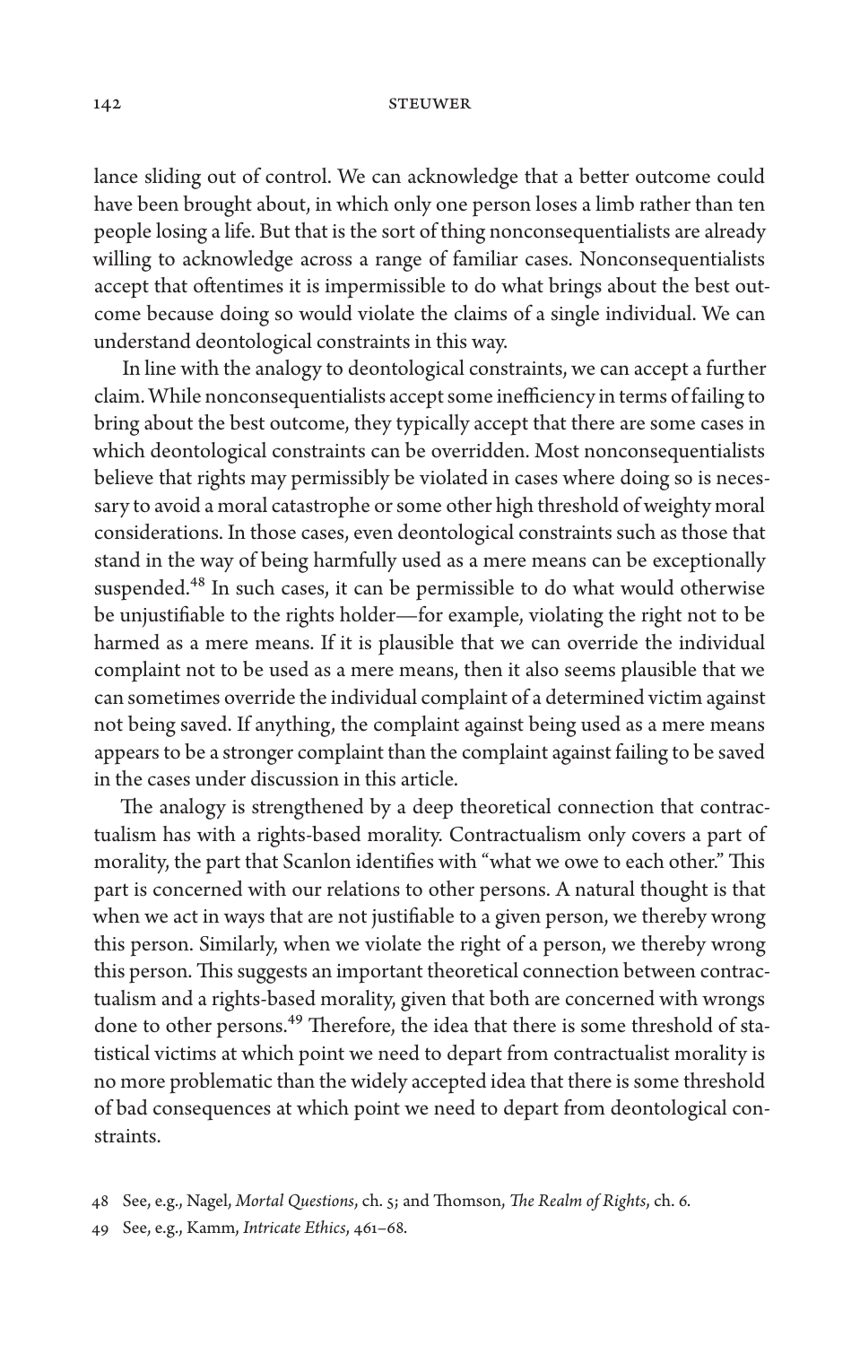lance sliding out of control. We can acknowledge that a better outcome could have been brought about, in which only one person loses a limb rather than ten people losing a life. But that is the sort of thing nonconsequentialists are already willing to acknowledge across a range of familiar cases. Nonconsequentialists accept that oftentimes it is impermissible to do what brings about the best outcome because doing so would violate the claims of a single individual. We can understand deontological constraints in this way.

In line with the analogy to deontological constraints, we can accept a further claim. While nonconsequentialists accept some inefficiency in terms of failing to bring about the best outcome, they typically accept that there are some cases in which deontological constraints can be overridden. Most nonconsequentialists believe that rights may permissibly be violated in cases where doing so is necessary to avoid a moral catastrophe or some other high threshold of weighty moral considerations. In those cases, even deontological constraints such as those that stand in the way of being harmfully used as a mere means can be exceptionally suspended.[48] In such cases, it can be permissible to do what would otherwise be unjustifiable to the rights holder—for example, violating the right not to be harmed as a mere means. If it is plausible that we can override the individual complaint not to be used as a mere means, then it also seems plausible that we can sometimes override the individual complaint of a determined victim against not being saved. If anything, the complaint against being used as a mere means appears to be a stronger complaint than the complaint against failing to be saved in the cases under discussion in this article.

The analogy is strengthened by a deep theoretical connection that contractualism has with a rights-based morality. Contractualism only covers a part of morality, the part that Scanlon identifies with "what we owe to each other." This part is concerned with our relations to other persons. A natural thought is that when we act in ways that are not justifiable to a given person, we thereby wrong this person. Similarly, when we violate the right of a person, we thereby wrong this person. This suggests an important theoretical connection between contractualism and a rights-based morality, given that both are concerned with wrongs done to other persons.[49] Therefore, the idea that there is some threshold of statistical victims at which point we need to depart from contractualist morality is no more problematic than the widely accepted idea that there is some threshold of bad consequences at which point we need to depart from deontological constraints.

48 See, e.g., Nagel, *Mortal Questions*, ch. 5; and Thomson, *The Realm of Rights*, ch. 6.

49 See, e.g., Kamm, *Intricate Ethics*, 461–68.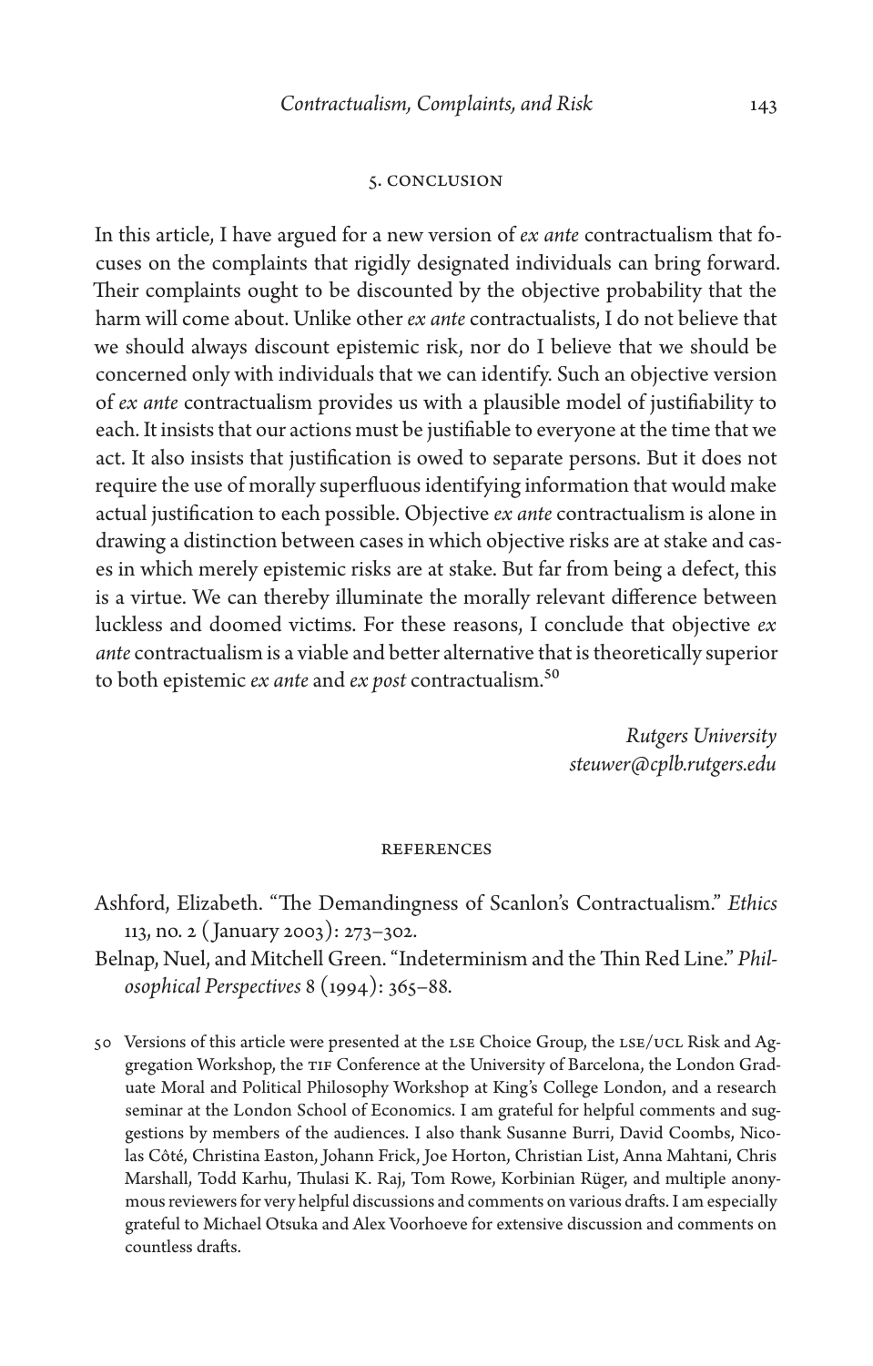## 5. Conclusion

In this article, I have argued for a new version of *ex ante* contractualism that focuses on the complaints that rigidly designated individuals can bring forward. Their complaints ought to be discounted by the objective probability that the harm will come about. Unlike other *ex ante* contractualists, I do not believe that we should always discount epistemic risk, nor do I believe that we should be concerned only with individuals that we can identify. Such an objective version of *ex ante* contractualism provides us with a plausible model of justifiability to each. It insists that our actions must be justifiable to everyone at the time that we act. It also insists that justification is owed to separate persons. But it does not require the use of morally superfluous identifying information that would make actual justification to each possible. Objective *ex ante* contractualism is alone in drawing a distinction between cases in which objective risks are at stake and cases in which merely epistemic risks are at stake. But far from being a defect, this is a virtue. We can thereby illuminate the morally relevant difference between luckless and doomed victims. For these reasons, I conclude that objective *ex ante* contractualism is a viable and better alternative that is theoretically superior to both epistemic *ex ante* and *ex post* contractualism.[50]

*Rutgers University*
*steuwer@cplb.rutgers.edu*

## References

Ashford, Elizabeth. "The Demandingness of Scanlon's Contractualism." *Ethics* 113, no. 2 (January 2003): 273–302.

Belnap, Nuel, and Mitchell Green. "Indeterminism and the Thin Red Line." *Philosophical Perspectives* 8 (1994): 365–88.

50 Versions of this article were presented at the LSE Choice Group, the LSE/UCL Risk and Aggregation Workshop, the TIF Conference at the University of Barcelona, the London Graduate Moral and Political Philosophy Workshop at King's College London, and a research seminar at the London School of Economics. I am grateful for helpful comments and suggestions by members of the audiences. I also thank Susanne Burri, David Coombs, Nicolas Côté, Christina Easton, Johann Frick, Joe Horton, Christian List, Anna Mahtani, Chris Marshall, Todd Karhu, Thulasi K. Raj, Tom Rowe, Korbinian Rüger, and multiple anonymous reviewers for very helpful discussions and comments on various drafts. I am especially grateful to Michael Otsuka and Alex Voorhoeve for extensive discussion and comments on countless drafts.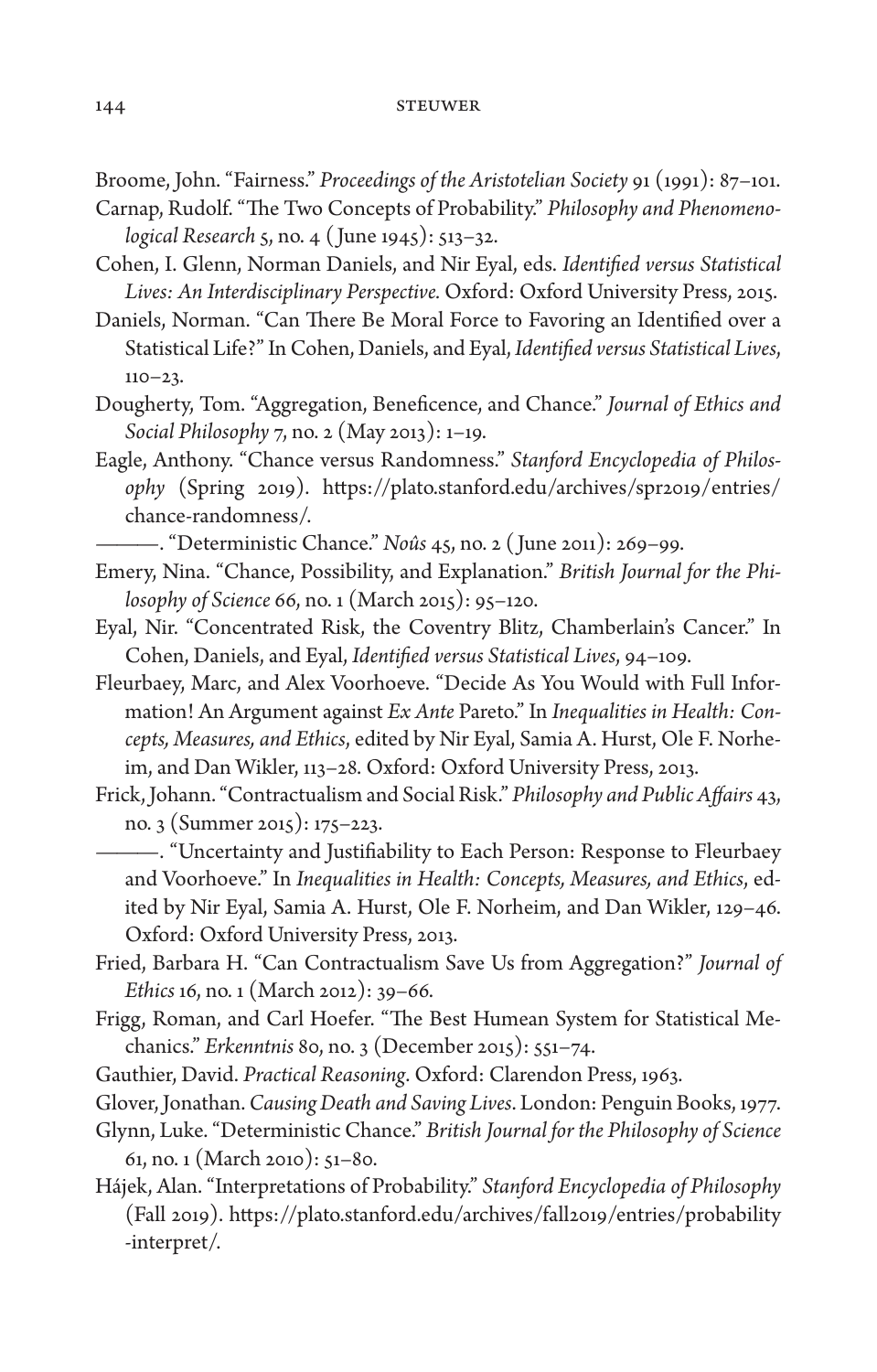Broome, John. "Fairness." *Proceedings of the Aristotelian Society* 91 (1991): 87–101.

Carnap, Rudolf. "The Two Concepts of Probability." *Philosophy and Phenomenological Research* 5, no. 4 (June 1945): 513–32.

Cohen, I. Glenn, Norman Daniels, and Nir Eyal, eds. *Identified versus Statistical Lives: An Interdisciplinary Perspective.* Oxford: Oxford University Press, 2015.

Daniels, Norman. "Can There Be Moral Force to Favoring an Identified over a Statistical Life?" In Cohen, Daniels, and Eyal, *Identified versus Statistical Lives*, 110–23.

Dougherty, Tom. "Aggregation, Beneficence, and Chance." *Journal of Ethics and Social Philosophy* 7, no. 2 (May 2013): 1–19.

Eagle, Anthony. "Chance versus Randomness." *Stanford Encyclopedia of Philosophy* (Spring 2019). https://plato.stanford.edu/archives/spr2019/entries/chance-randomness/.

———. "Deterministic Chance." *Noûs* 45, no. 2 (June 2011): 269–99.

Emery, Nina. "Chance, Possibility, and Explanation." *British Journal for the Philosophy of Science* 66, no. 1 (March 2015): 95–120.

Eyal, Nir. "Concentrated Risk, the Coventry Blitz, Chamberlain's Cancer." In Cohen, Daniels, and Eyal, *Identified versus Statistical Lives*, 94–109.

Fleurbaey, Marc, and Alex Voorhoeve. "Decide As You Would with Full Information! An Argument against *Ex Ante* Pareto." In *Inequalities in Health: Concepts, Measures, and Ethics*, edited by Nir Eyal, Samia A. Hurst, Ole F. Norheim, and Dan Wikler, 113–28. Oxford: Oxford University Press, 2013.

Frick, Johann. "Contractualism and Social Risk." *Philosophy and Public Affairs* 43, no. 3 (Summer 2015): 175–223.

———. "Uncertainty and Justifiability to Each Person: Response to Fleurbaey and Voorhoeve." In *Inequalities in Health: Concepts, Measures, and Ethics*, edited by Nir Eyal, Samia A. Hurst, Ole F. Norheim, and Dan Wikler, 129–46. Oxford: Oxford University Press, 2013.

Fried, Barbara H. "Can Contractualism Save Us from Aggregation?" *Journal of Ethics* 16, no. 1 (March 2012): 39–66.

Frigg, Roman, and Carl Hoefer. "The Best Humean System for Statistical Mechanics." *Erkenntnis* 80, no. 3 (December 2015): 551–74.

Gauthier, David. *Practical Reasoning*. Oxford: Clarendon Press, 1963.

Glover, Jonathan. *Causing Death and Saving Lives*. London: Penguin Books, 1977.

Glynn, Luke. "Deterministic Chance." *British Journal for the Philosophy of Science* 61, no. 1 (March 2010): 51–80.

Hájek, Alan. "Interpretations of Probability." *Stanford Encyclopedia of Philosophy* (Fall 2019). https://plato.stanford.edu/archives/fall2019/entries/probability-interpret/.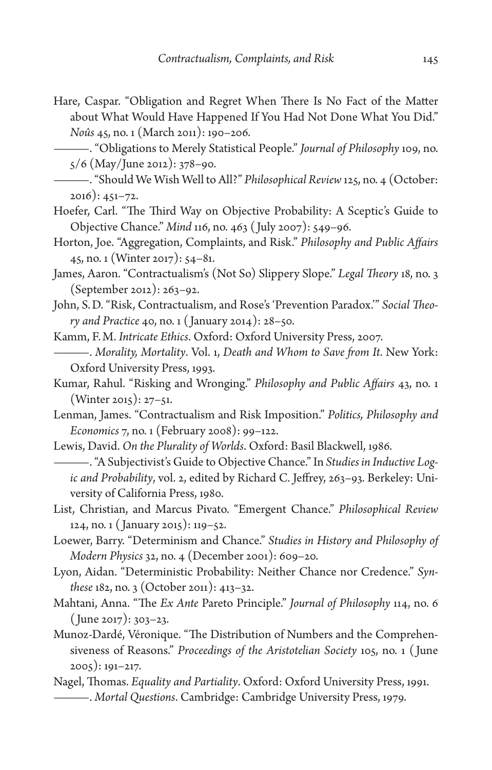Hare, Caspar. "Obligation and Regret When There Is No Fact of the Matter about What Would Have Happened If You Had Not Done What You Did." *Noûs* 45, no. 1 (March 2011): 190–206.

———. "Obligations to Merely Statistical People." *Journal of Philosophy* 109, no. 5/6 (May/June 2012): 378–90.

———. "Should We Wish Well to All?" *Philosophical Review* 125, no. 4 (October: 2016): 451–72.

Hoefer, Carl. "The Third Way on Objective Probability: A Sceptic's Guide to Objective Chance." *Mind* 116, no. 463 (July 2007): 549–96.

Horton, Joe. "Aggregation, Complaints, and Risk." *Philosophy and Public Affairs* 45, no. 1 (Winter 2017): 54–81.

James, Aaron. "Contractualism's (Not So) Slippery Slope." *Legal Theory* 18, no. 3 (September 2012): 263–92.

John, S. D. "Risk, Contractualism, and Rose's 'Prevention Paradox.'" *Social Theory and Practice* 40, no. 1 (January 2014): 28–50.

Kamm, F. M. *Intricate Ethics*. Oxford: Oxford University Press, 2007.

———. *Morality, Mortality*. Vol. 1, *Death and Whom to Save from It*. New York: Oxford University Press, 1993.

Kumar, Rahul. "Risking and Wronging." *Philosophy and Public Affairs* 43, no. 1 (Winter 2015): 27–51.

Lenman, James. "Contractualism and Risk Imposition." *Politics, Philosophy and Economics* 7, no. 1 (February 2008): 99–122.

Lewis, David. *On the Plurality of Worlds*. Oxford: Basil Blackwell, 1986.

———. "A Subjectivist's Guide to Objective Chance." In *Studies in Inductive Logic and Probability*, vol. 2, edited by Richard C. Jeffrey, 263–93. Berkeley: University of California Press, 1980.

List, Christian, and Marcus Pivato. "Emergent Chance." *Philosophical Review* 124, no. 1 (January 2015): 119–52.

Loewer, Barry. "Determinism and Chance." *Studies in History and Philosophy of Modern Physics* 32, no. 4 (December 2001): 609–20.

Lyon, Aidan. "Deterministic Probability: Neither Chance nor Credence." *Synthese* 182, no. 3 (October 2011): 413–32.

Mahtani, Anna. "The *Ex Ante* Pareto Principle." *Journal of Philosophy* 114, no. 6 (June 2017): 303–23.

Munoz-Dardé, Véronique. "The Distribution of Numbers and the Comprehensiveness of Reasons." *Proceedings of the Aristotelian Society* 105, no. 1 (June 2005): 191–217.

Nagel, Thomas. *Equality and Partiality*. Oxford: Oxford University Press, 1991.

———. *Mortal Questions*. Cambridge: Cambridge University Press, 1979.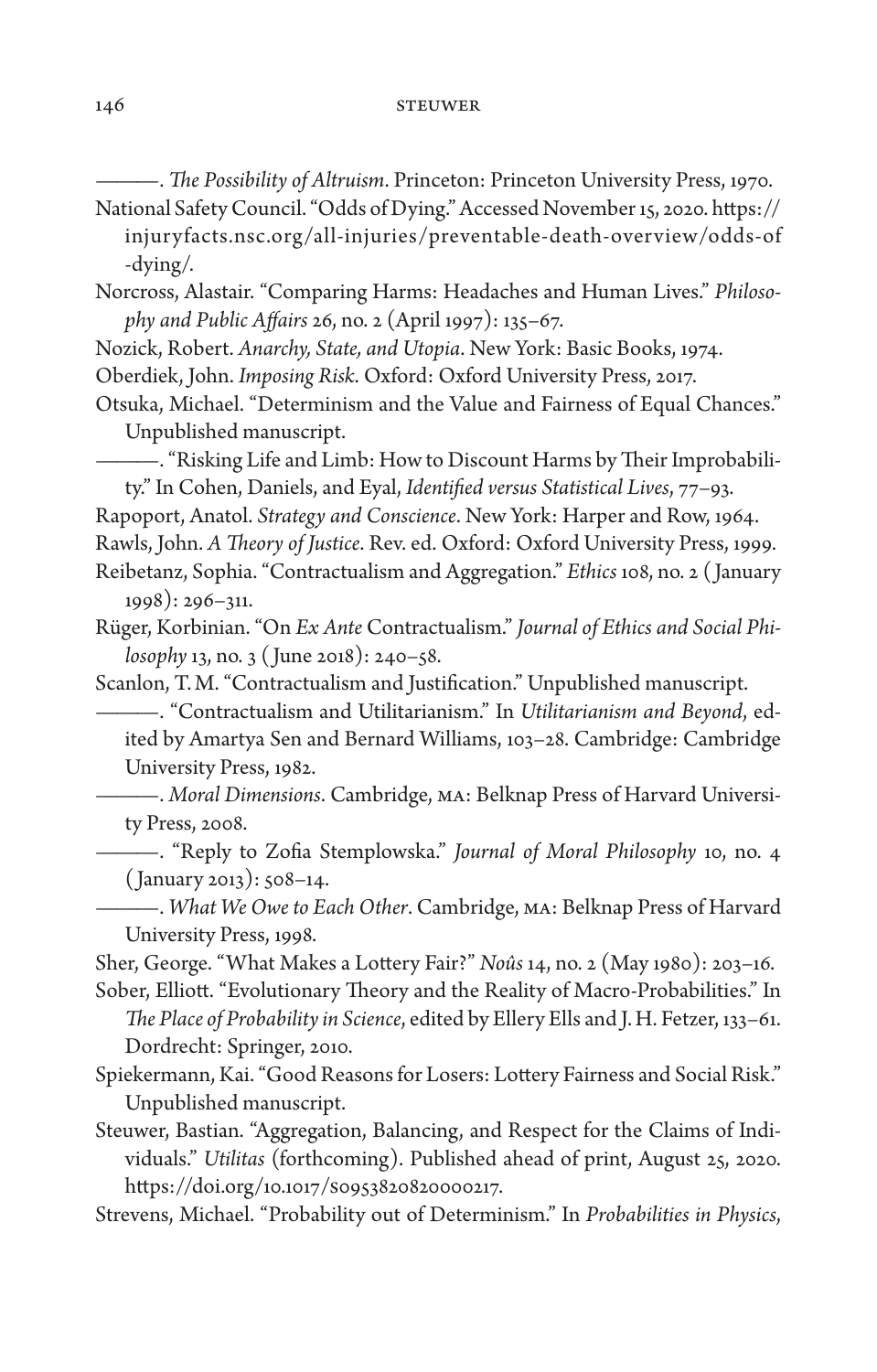———. *The Possibility of Altruism*. Princeton: Princeton University Press, 1970.

National Safety Council. "Odds of Dying." Accessed November 15, 2020. https://injuryfacts.nsc.org/all-injuries/preventable-death-overview/odds-of-dying/.

Norcross, Alastair. "Comparing Harms: Headaches and Human Lives." *Philosophy and Public Affairs* 26, no. 2 (April 1997): 135–67.

Nozick, Robert. *Anarchy, State, and Utopia*. New York: Basic Books, 1974.

Oberdiek, John. *Imposing Risk*. Oxford: Oxford University Press, 2017.

Otsuka, Michael. "Determinism and the Value and Fairness of Equal Chances." Unpublished manuscript.

———. "Risking Life and Limb: How to Discount Harms by Their Improbability." In Cohen, Daniels, and Eyal, *Identified versus Statistical Lives*, 77–93.

Rapoport, Anatol. *Strategy and Conscience*. New York: Harper and Row, 1964.

Rawls, John. *A Theory of Justice*. Rev. ed. Oxford: Oxford University Press, 1999.

Reibetanz, Sophia. "Contractualism and Aggregation." *Ethics* 108, no. 2 (January 1998): 296–311.

Rüger, Korbinian. "On *Ex Ante* Contractualism." *Journal of Ethics and Social Philosophy* 13, no. 3 (June 2018): 240–58.

Scanlon, T. M. "Contractualism and Justification." Unpublished manuscript.

———. "Contractualism and Utilitarianism." In *Utilitarianism and Beyond*, edited by Amartya Sen and Bernard Williams, 103–28. Cambridge: Cambridge University Press, 1982.

———. *Moral Dimensions*. Cambridge, MA: Belknap Press of Harvard University Press, 2008.

———. "Reply to Zofia Stemplowska." *Journal of Moral Philosophy* 10, no. 4 (January 2013): 508–14.

———. *What We Owe to Each Other*. Cambridge, MA: Belknap Press of Harvard University Press, 1998.

Sher, George. "What Makes a Lottery Fair?" *Noûs* 14, no. 2 (May 1980): 203–16.

Sober, Elliott. "Evolutionary Theory and the Reality of Macro-Probabilities." In *The Place of Probability in Science*, edited by Ellery Ells and J. H. Fetzer, 133–61. Dordrecht: Springer, 2010.

Spiekermann, Kai. "Good Reasons for Losers: Lottery Fairness and Social Risk." Unpublished manuscript.

Steuwer, Bastian. "Aggregation, Balancing, and Respect for the Claims of Individuals." *Utilitas* (forthcoming). Published ahead of print, August 25, 2020. https://doi.org/10.1017/S0953820820000217.

Strevens, Michael. "Probability out of Determinism." In *Probabilities in Physics*,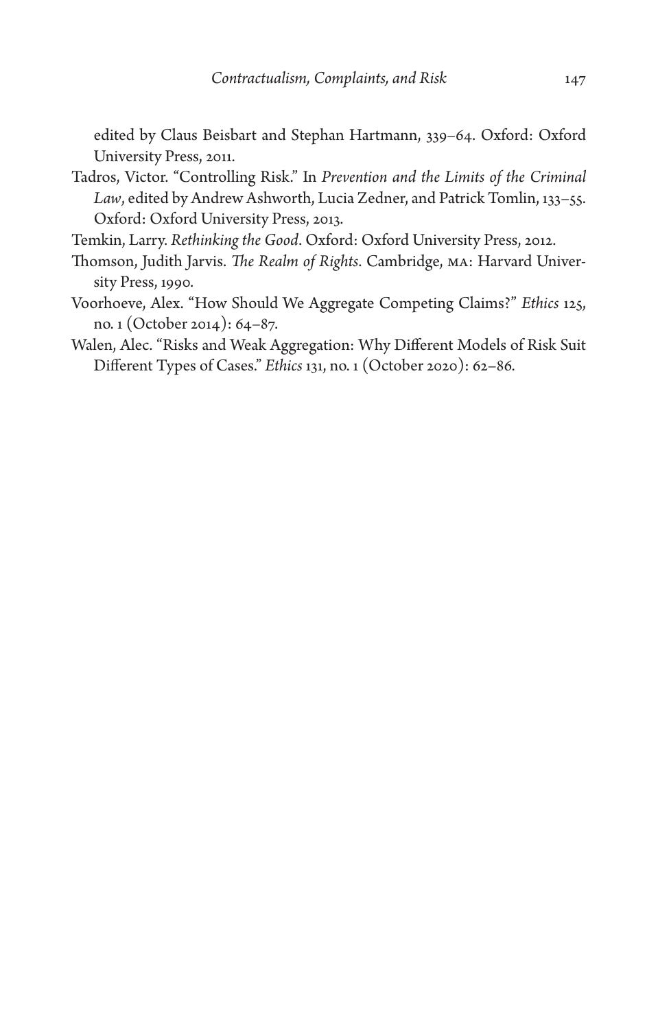edited by Claus Beisbart and Stephan Hartmann, 339–64. Oxford: Oxford University Press, 2011.

Tadros, Victor. "Controlling Risk." In *Prevention and the Limits of the Criminal Law*, edited by Andrew Ashworth, Lucia Zedner, and Patrick Tomlin, 133–55. Oxford: Oxford University Press, 2013.

Temkin, Larry. *Rethinking the Good*. Oxford: Oxford University Press, 2012.

Thomson, Judith Jarvis. *The Realm of Rights*. Cambridge, MA: Harvard University Press, 1990.

Voorhoeve, Alex. "How Should We Aggregate Competing Claims?" *Ethics* 125, no. 1 (October 2014): 64–87.

Walen, Alec. "Risks and Weak Aggregation: Why Different Models of Risk Suit Different Types of Cases." *Ethics* 131, no. 1 (October 2020): 62–86.